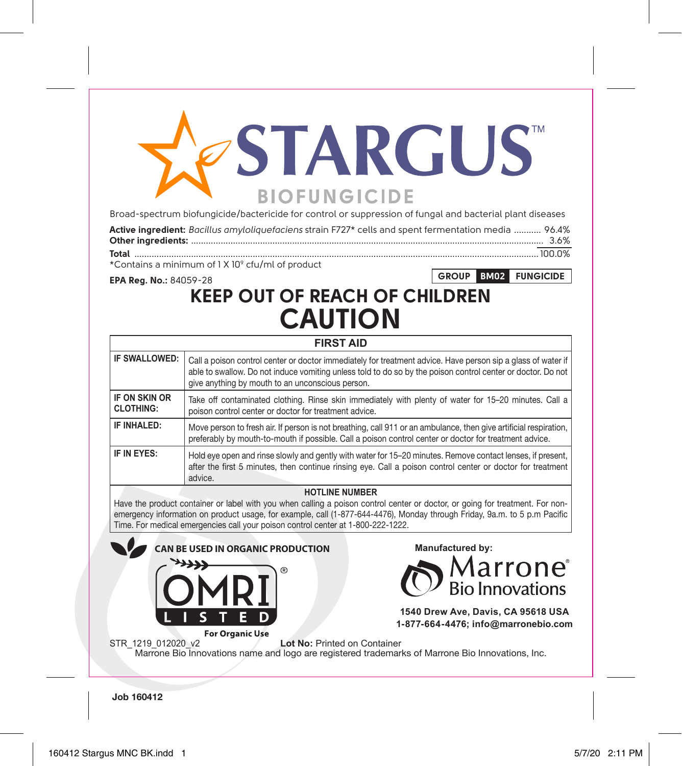# STARGUS™

## BIOFUNGICIDE

Broad-spectrum biofungicide/bactericide for control or suppression of fungal and bacterial plant diseases

**Active ingredient:** *Bacillus amyloliquefaciens* strain F727* cells and spent fermentation media ........... 96.4%
**Other ingredients:** ........................................................................................................................................ 3.6%
**Total** ........................................................................................................................................................ 100.0%

*Contains a minimum of 1 X $10^9$ cfu/ml of product

**EPA Reg. No.:** 84059-28

**GROUP** | **BM02** | **FUNGICIDE**

## KEEP OUT OF REACH OF CHILDREN

# CAUTION

| FIRST AID | |
|---|---|
| **IF SWALLOWED:** | Call a poison control center or doctor immediately for treatment advice. Have person sip a glass of water if able to swallow. Do not induce vomiting unless told to do so by the poison control center or doctor. Do not give anything by mouth to an unconscious person. |
| **IF ON SKIN OR CLOTHING:** | Take off contaminated clothing. Rinse skin immediately with plenty of water for 15–20 minutes. Call a poison control center or doctor for treatment advice. |
| **IF INHALED:** | Move person to fresh air. If person is not breathing, call 911 or an ambulance, then give artificial respiration, preferably by mouth-to-mouth if possible. Call a poison control center or doctor for treatment advice. |
| **IF IN EYES:** | Hold eye open and rinse slowly and gently with water for 15–20 minutes. Remove contact lenses, if present, after the first 5 minutes, then continue rinsing eye. Call a poison control center or doctor for treatment advice. |

**HOTLINE NUMBER**

Have the product container or label with you when calling a poison control center or doctor, or going for treatment. For non-emergency information on product usage, for example, call (1-877-644-4476), Monday through Friday, 9a.m. to 5 p.m Pacific Time. For medical emergencies call your poison control center at 1-800-222-1222.

**CAN BE USED IN ORGANIC PRODUCTION**

OMRI® LISTED
For Organic Use

**Manufactured by:**

Marrone® Bio Innovations

**1540 Drew Ave, Davis, CA 95618 USA**
**1-877-664-4476; info@marronebio.com**

STR_1219_012020_v2

**Lot No:** Printed on Container

Marrone Bio Innovations name and logo are registered trademarks of Marrone Bio Innovations, Inc.

**Job 160412**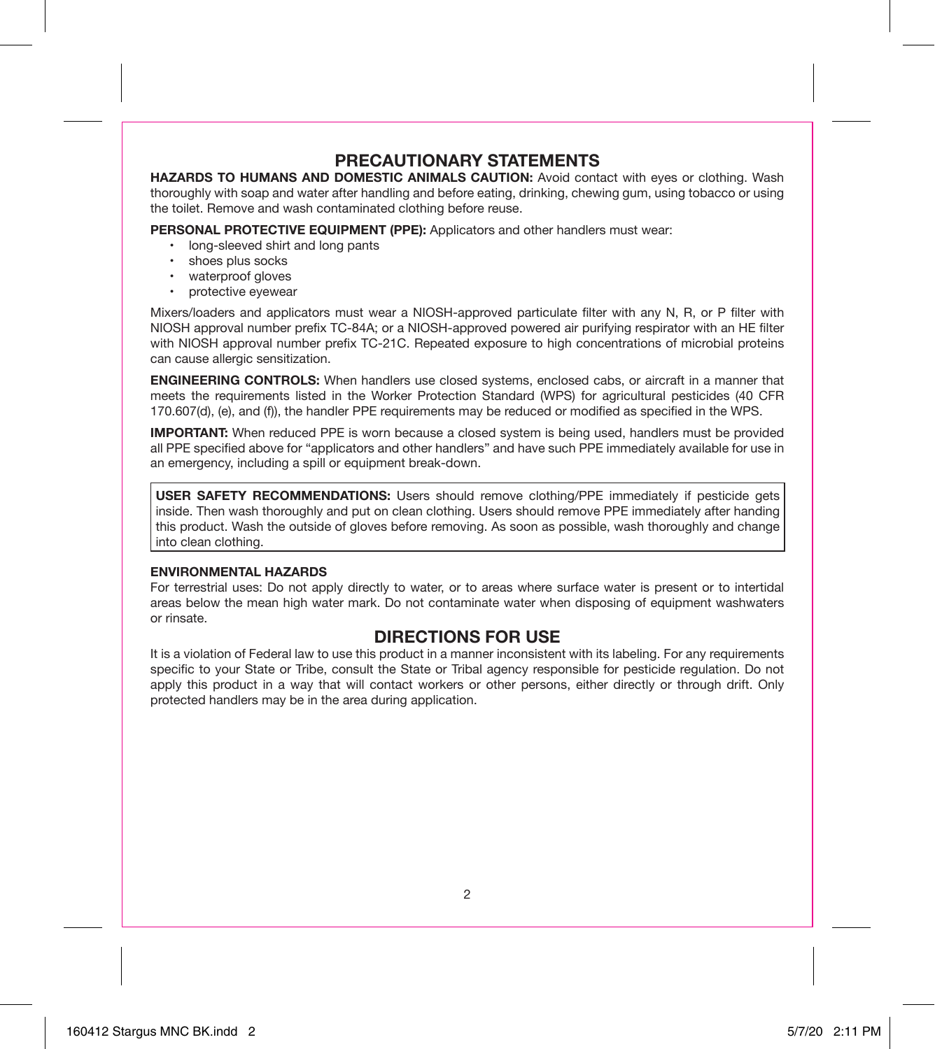## PRECAUTIONARY STATEMENTS

**HAZARDS TO HUMANS AND DOMESTIC ANIMALS CAUTION:** Avoid contact with eyes or clothing. Wash thoroughly with soap and water after handling and before eating, drinking, chewing gum, using tobacco or using the toilet. Remove and wash contaminated clothing before reuse.

**PERSONAL PROTECTIVE EQUIPMENT (PPE):** Applicators and other handlers must wear:

- long-sleeved shirt and long pants
- shoes plus socks
- waterproof gloves
- protective eyewear

Mixers/loaders and applicators must wear a NIOSH-approved particulate filter with any N, R, or P filter with NIOSH approval number prefix TC-84A; or a NIOSH-approved powered air purifying respirator with an HE filter with NIOSH approval number prefix TC-21C. Repeated exposure to high concentrations of microbial proteins can cause allergic sensitization.

**ENGINEERING CONTROLS:** When handlers use closed systems, enclosed cabs, or aircraft in a manner that meets the requirements listed in the Worker Protection Standard (WPS) for agricultural pesticides (40 CFR 170.607(d), (e), and (f)), the handler PPE requirements may be reduced or modified as specified in the WPS.

**IMPORTANT:** When reduced PPE is worn because a closed system is being used, handlers must be provided all PPE specified above for "applicators and other handlers" and have such PPE immediately available for use in an emergency, including a spill or equipment break-down.

**USER SAFETY RECOMMENDATIONS:** Users should remove clothing/PPE immediately if pesticide gets inside. Then wash thoroughly and put on clean clothing. Users should remove PPE immediately after handing this product. Wash the outside of gloves before removing. As soon as possible, wash thoroughly and change into clean clothing.

**ENVIRONMENTAL HAZARDS**

For terrestrial uses: Do not apply directly to water, or to areas where surface water is present or to intertidal areas below the mean high water mark. Do not contaminate water when disposing of equipment washwaters or rinsate.

## DIRECTIONS FOR USE

It is a violation of Federal law to use this product in a manner inconsistent with its labeling. For any requirements specific to your State or Tribe, consult the State or Tribal agency responsible for pesticide regulation. Do not apply this product in a way that will contact workers or other persons, either directly or through drift. Only protected handlers may be in the area during application.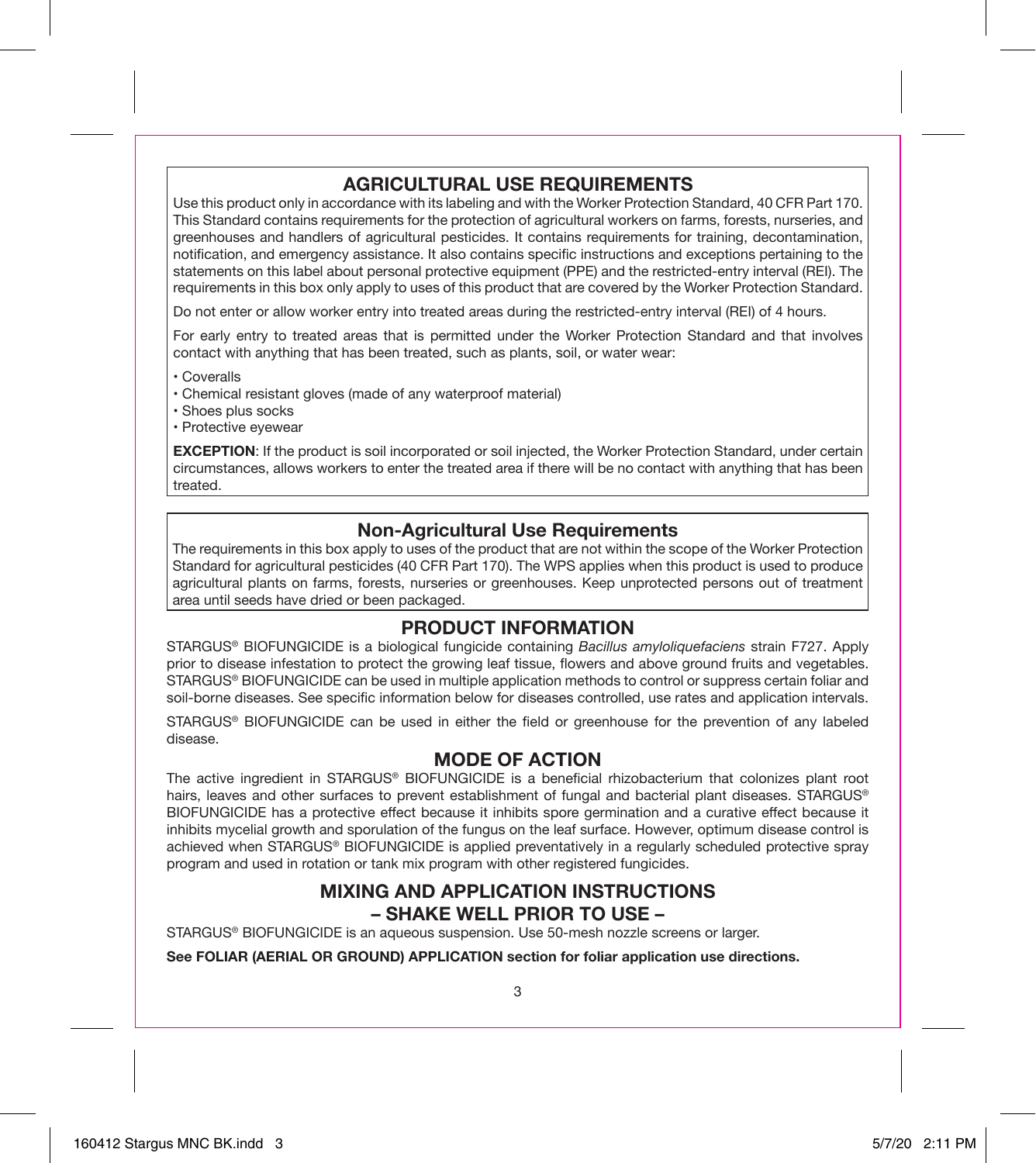## AGRICULTURAL USE REQUIREMENTS

Use this product only in accordance with its labeling and with the Worker Protection Standard, 40 CFR Part 170. This Standard contains requirements for the protection of agricultural workers on farms, forests, nurseries, and greenhouses and handlers of agricultural pesticides. It contains requirements for training, decontamination, notification, and emergency assistance. It also contains specific instructions and exceptions pertaining to the statements on this label about personal protective equipment (PPE) and the restricted-entry interval (REI). The requirements in this box only apply to uses of this product that are covered by the Worker Protection Standard.

Do not enter or allow worker entry into treated areas during the restricted-entry interval (REI) of 4 hours.

For early entry to treated areas that is permitted under the Worker Protection Standard and that involves contact with anything that has been treated, such as plants, soil, or water wear:

- Coveralls
- Chemical resistant gloves (made of any waterproof material)
- Shoes plus socks
- Protective eyewear

**EXCEPTION**: If the product is soil incorporated or soil injected, the Worker Protection Standard, under certain circumstances, allows workers to enter the treated area if there will be no contact with anything that has been treated.

## Non-Agricultural Use Requirements

The requirements in this box apply to uses of the product that are not within the scope of the Worker Protection Standard for agricultural pesticides (40 CFR Part 170). The WPS applies when this product is used to produce agricultural plants on farms, forests, nurseries or greenhouses. Keep unprotected persons out of treatment area until seeds have dried or been packaged.

## PRODUCT INFORMATION

STARGUS® BIOFUNGICIDE is a biological fungicide containing *Bacillus amyloliquefaciens* strain F727. Apply prior to disease infestation to protect the growing leaf tissue, flowers and above ground fruits and vegetables. STARGUS® BIOFUNGICIDE can be used in multiple application methods to control or suppress certain foliar and soil-borne diseases. See specific information below for diseases controlled, use rates and application intervals.

STARGUS® BIOFUNGICIDE can be used in either the field or greenhouse for the prevention of any labeled disease.

## MODE OF ACTION

The active ingredient in STARGUS® BIOFUNGICIDE is a beneficial rhizobacterium that colonizes plant root hairs, leaves and other surfaces to prevent establishment of fungal and bacterial plant diseases. STARGUS® BIOFUNGICIDE has a protective effect because it inhibits spore germination and a curative effect because it inhibits mycelial growth and sporulation of the fungus on the leaf surface. However, optimum disease control is achieved when STARGUS® BIOFUNGICIDE is applied preventatively in a regularly scheduled protective spray program and used in rotation or tank mix program with other registered fungicides.

## MIXING AND APPLICATION INSTRUCTIONS
## – SHAKE WELL PRIOR TO USE –

STARGUS® BIOFUNGICIDE is an aqueous suspension. Use 50-mesh nozzle screens or larger.

**See FOLIAR (AERIAL OR GROUND) APPLICATION section for foliar application use directions.**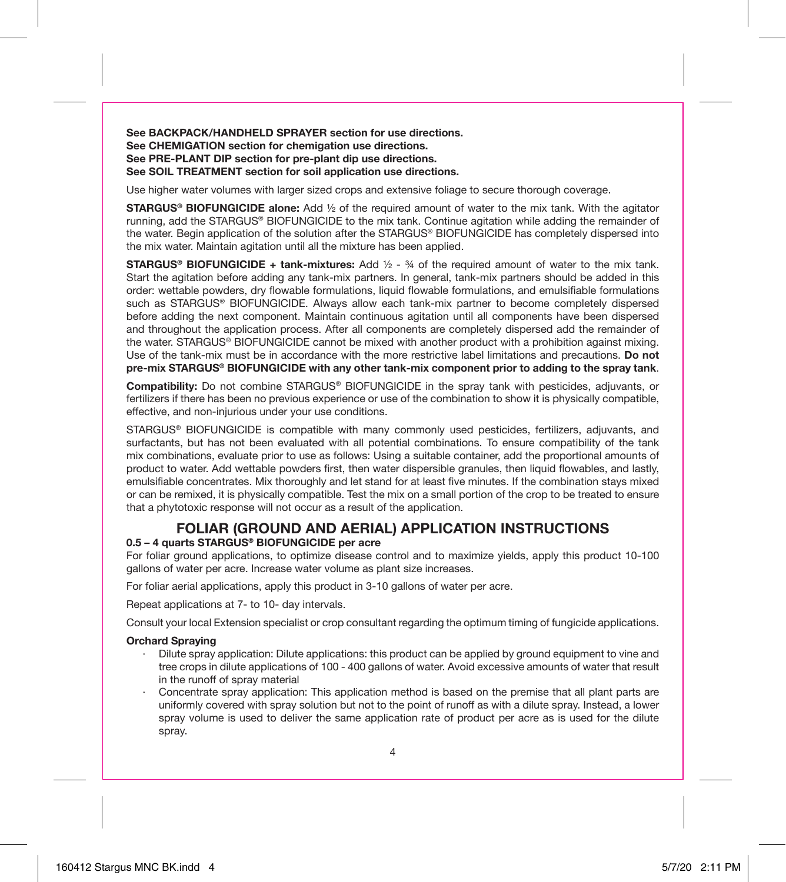**See BACKPACK/HANDHELD SPRAYER section for use directions.**
**See CHEMIGATION section for chemigation use directions.**
**See PRE-PLANT DIP section for pre-plant dip use directions.**
**See SOIL TREATMENT section for soil application use directions.**

Use higher water volumes with larger sized crops and extensive foliage to secure thorough coverage.

**STARGUS® BIOFUNGICIDE alone:** Add ½ of the required amount of water to the mix tank. With the agitator running, add the STARGUS® BIOFUNGICIDE to the mix tank. Continue agitation while adding the remainder of the water. Begin application of the solution after the STARGUS® BIOFUNGICIDE has completely dispersed into the mix water. Maintain agitation until all the mixture has been applied.

**STARGUS® BIOFUNGICIDE + tank-mixtures:** Add ½ - ¾ of the required amount of water to the mix tank. Start the agitation before adding any tank-mix partners. In general, tank-mix partners should be added in this order: wettable powders, dry flowable formulations, liquid flowable formulations, and emulsifiable formulations such as STARGUS® BIOFUNGICIDE. Always allow each tank-mix partner to become completely dispersed before adding the next component. Maintain continuous agitation until all components have been dispersed and throughout the application process. After all components are completely dispersed add the remainder of the water. STARGUS® BIOFUNGICIDE cannot be mixed with another product with a prohibition against mixing. Use of the tank-mix must be in accordance with the more restrictive label limitations and precautions. **Do not pre-mix STARGUS® BIOFUNGICIDE with any other tank-mix component prior to adding to the spray tank**.

**Compatibility:** Do not combine STARGUS® BIOFUNGICIDE in the spray tank with pesticides, adjuvants, or fertilizers if there has been no previous experience or use of the combination to show it is physically compatible, effective, and non-injurious under your use conditions.

STARGUS® BIOFUNGICIDE is compatible with many commonly used pesticides, fertilizers, adjuvants, and surfactants, but has not been evaluated with all potential combinations. To ensure compatibility of the tank mix combinations, evaluate prior to use as follows: Using a suitable container, add the proportional amounts of product to water. Add wettable powders first, then water dispersible granules, then liquid flowables, and lastly, emulsifiable concentrates. Mix thoroughly and let stand for at least five minutes. If the combination stays mixed or can be remixed, it is physically compatible. Test the mix on a small portion of the crop to be treated to ensure that a phytotoxic response will not occur as a result of the application.

## FOLIAR (GROUND AND AERIAL) APPLICATION INSTRUCTIONS

**0.5 – 4 quarts STARGUS® BIOFUNGICIDE per acre**

For foliar ground applications, to optimize disease control and to maximize yields, apply this product 10-100 gallons of water per acre. Increase water volume as plant size increases.

For foliar aerial applications, apply this product in 3-10 gallons of water per acre.

Repeat applications at 7- to 10- day intervals.

Consult your local Extension specialist or crop consultant regarding the optimum timing of fungicide applications.

**Orchard Spraying**

- Dilute spray application: Dilute applications: this product can be applied by ground equipment to vine and tree crops in dilute applications of 100 - 400 gallons of water. Avoid excessive amounts of water that result in the runoff of spray material
- Concentrate spray application: This application method is based on the premise that all plant parts are uniformly covered with spray solution but not to the point of runoff as with a dilute spray. Instead, a lower spray volume is used to deliver the same application rate of product per acre as is used for the dilute spray.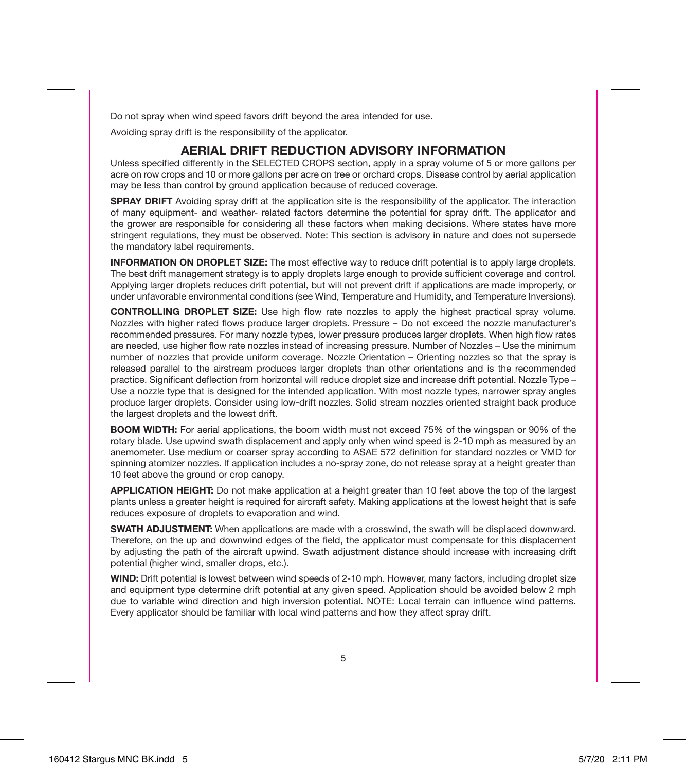Do not spray when wind speed favors drift beyond the area intended for use.

Avoiding spray drift is the responsibility of the applicator.

## AERIAL DRIFT REDUCTION ADVISORY INFORMATION

Unless specified differently in the SELECTED CROPS section, apply in a spray volume of 5 or more gallons per acre on row crops and 10 or more gallons per acre on tree or orchard crops. Disease control by aerial application may be less than control by ground application because of reduced coverage.

**SPRAY DRIFT** Avoiding spray drift at the application site is the responsibility of the applicator. The interaction of many equipment- and weather- related factors determine the potential for spray drift. The applicator and the grower are responsible for considering all these factors when making decisions. Where states have more stringent regulations, they must be observed. Note: This section is advisory in nature and does not supersede the mandatory label requirements.

**INFORMATION ON DROPLET SIZE:** The most effective way to reduce drift potential is to apply large droplets. The best drift management strategy is to apply droplets large enough to provide sufficient coverage and control. Applying larger droplets reduces drift potential, but will not prevent drift if applications are made improperly, or under unfavorable environmental conditions (see Wind, Temperature and Humidity, and Temperature Inversions).

**CONTROLLING DROPLET SIZE:** Use high flow rate nozzles to apply the highest practical spray volume. Nozzles with higher rated flows produce larger droplets. Pressure – Do not exceed the nozzle manufacturer's recommended pressures. For many nozzle types, lower pressure produces larger droplets. When high flow rates are needed, use higher flow rate nozzles instead of increasing pressure. Number of Nozzles – Use the minimum number of nozzles that provide uniform coverage. Nozzle Orientation – Orienting nozzles so that the spray is released parallel to the airstream produces larger droplets than other orientations and is the recommended practice. Significant deflection from horizontal will reduce droplet size and increase drift potential. Nozzle Type – Use a nozzle type that is designed for the intended application. With most nozzle types, narrower spray angles produce larger droplets. Consider using low-drift nozzles. Solid stream nozzles oriented straight back produce the largest droplets and the lowest drift.

**BOOM WIDTH:** For aerial applications, the boom width must not exceed 75% of the wingspan or 90% of the rotary blade. Use upwind swath displacement and apply only when wind speed is 2-10 mph as measured by an anemometer. Use medium or coarser spray according to ASAE 572 definition for standard nozzles or VMD for spinning atomizer nozzles. If application includes a no-spray zone, do not release spray at a height greater than 10 feet above the ground or crop canopy.

**APPLICATION HEIGHT:** Do not make application at a height greater than 10 feet above the top of the largest plants unless a greater height is required for aircraft safety. Making applications at the lowest height that is safe reduces exposure of droplets to evaporation and wind.

**SWATH ADJUSTMENT:** When applications are made with a crosswind, the swath will be displaced downward. Therefore, on the up and downwind edges of the field, the applicator must compensate for this displacement by adjusting the path of the aircraft upwind. Swath adjustment distance should increase with increasing drift potential (higher wind, smaller drops, etc.).

**WIND:** Drift potential is lowest between wind speeds of 2-10 mph. However, many factors, including droplet size and equipment type determine drift potential at any given speed. Application should be avoided below 2 mph due to variable wind direction and high inversion potential. NOTE: Local terrain can influence wind patterns. Every applicator should be familiar with local wind patterns and how they affect spray drift.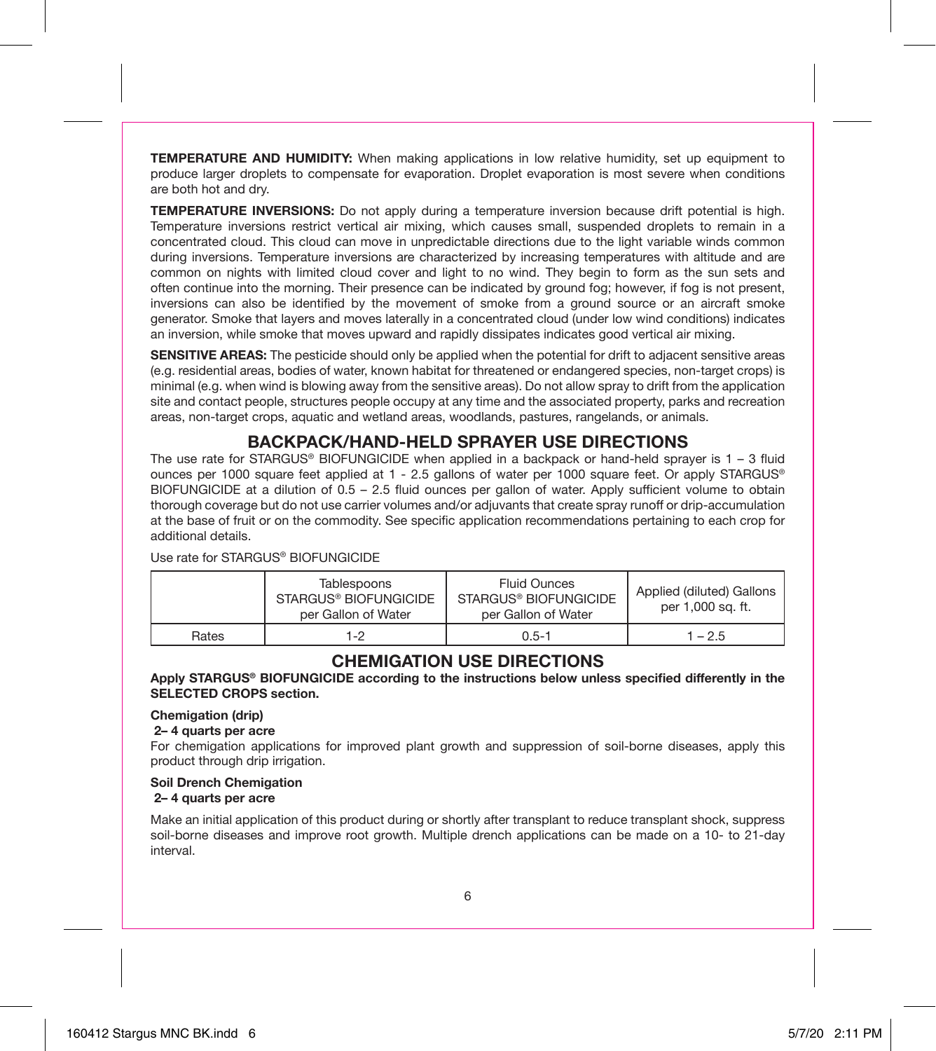**TEMPERATURE AND HUMIDITY:** When making applications in low relative humidity, set up equipment to produce larger droplets to compensate for evaporation. Droplet evaporation is most severe when conditions are both hot and dry.

**TEMPERATURE INVERSIONS:** Do not apply during a temperature inversion because drift potential is high. Temperature inversions restrict vertical air mixing, which causes small, suspended droplets to remain in a concentrated cloud. This cloud can move in unpredictable directions due to the light variable winds common during inversions. Temperature inversions are characterized by increasing temperatures with altitude and are common on nights with limited cloud cover and light to no wind. They begin to form as the sun sets and often continue into the morning. Their presence can be indicated by ground fog; however, if fog is not present, inversions can also be identified by the movement of smoke from a ground source or an aircraft smoke generator. Smoke that layers and moves laterally in a concentrated cloud (under low wind conditions) indicates an inversion, while smoke that moves upward and rapidly dissipates indicates good vertical air mixing.

**SENSITIVE AREAS:** The pesticide should only be applied when the potential for drift to adjacent sensitive areas (e.g. residential areas, bodies of water, known habitat for threatened or endangered species, non-target crops) is minimal (e.g. when wind is blowing away from the sensitive areas). Do not allow spray to drift from the application site and contact people, structures people occupy at any time and the associated property, parks and recreation areas, non-target crops, aquatic and wetland areas, woodlands, pastures, rangelands, or animals.

## BACKPACK/HAND-HELD SPRAYER USE DIRECTIONS

The use rate for STARGUS® BIOFUNGICIDE when applied in a backpack or hand-held sprayer is 1 – 3 fluid ounces per 1000 square feet applied at 1 - 2.5 gallons of water per 1000 square feet. Or apply STARGUS® BIOFUNGICIDE at a dilution of 0.5 – 2.5 fluid ounces per gallon of water. Apply sufficient volume to obtain thorough coverage but do not use carrier volumes and/or adjuvants that create spray runoff or drip-accumulation at the base of fruit or on the commodity. See specific application recommendations pertaining to each crop for additional details.

Use rate for STARGUS® BIOFUNGICIDE

| | Tablespoons STARGUS® BIOFUNGICIDE per Gallon of Water | Fluid Ounces STARGUS® BIOFUNGICIDE per Gallon of Water | Applied (diluted) Gallons per 1,000 sq. ft. |
|---|---|---|---|
| Rates | 1-2 | 0.5-1 | 1 – 2.5 |

## CHEMIGATION USE DIRECTIONS

**Apply STARGUS® BIOFUNGICIDE according to the instructions below unless specified differently in the SELECTED CROPS section.**

**Chemigation (drip)**
**2– 4 quarts per acre**

For chemigation applications for improved plant growth and suppression of soil-borne diseases, apply this product through drip irrigation.

**Soil Drench Chemigation**
**2– 4 quarts per acre**

Make an initial application of this product during or shortly after transplant to reduce transplant shock, suppress soil-borne diseases and improve root growth. Multiple drench applications can be made on a 10- to 21-day interval.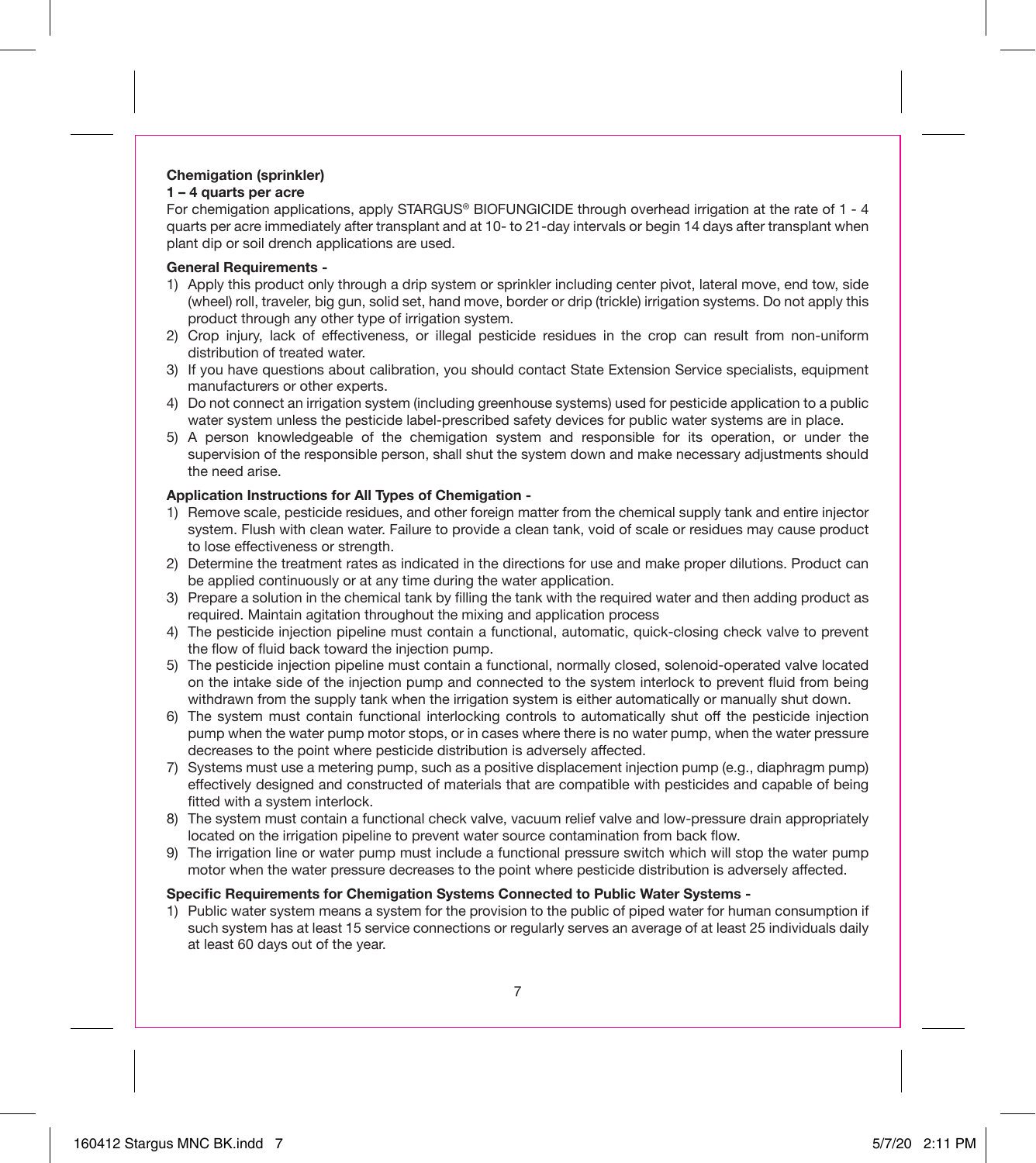**Chemigation (sprinkler)**

**1 – 4 quarts per acre**

For chemigation applications, apply STARGUS® BIOFUNGICIDE through overhead irrigation at the rate of 1 - 4 quarts per acre immediately after transplant and at 10- to 21-day intervals or begin 14 days after transplant when plant dip or soil drench applications are used.

**General Requirements -**

1) Apply this product only through a drip system or sprinkler including center pivot, lateral move, end tow, side (wheel) roll, traveler, big gun, solid set, hand move, border or drip (trickle) irrigation systems. Do not apply this product through any other type of irrigation system.
2) Crop injury, lack of effectiveness, or illegal pesticide residues in the crop can result from non-uniform distribution of treated water.
3) If you have questions about calibration, you should contact State Extension Service specialists, equipment manufacturers or other experts.
4) Do not connect an irrigation system (including greenhouse systems) used for pesticide application to a public water system unless the pesticide label-prescribed safety devices for public water systems are in place.
5) A person knowledgeable of the chemigation system and responsible for its operation, or under the supervision of the responsible person, shall shut the system down and make necessary adjustments should the need arise.

**Application Instructions for All Types of Chemigation -**

1) Remove scale, pesticide residues, and other foreign matter from the chemical supply tank and entire injector system. Flush with clean water. Failure to provide a clean tank, void of scale or residues may cause product to lose effectiveness or strength.
2) Determine the treatment rates as indicated in the directions for use and make proper dilutions. Product can be applied continuously or at any time during the water application.
3) Prepare a solution in the chemical tank by filling the tank with the required water and then adding product as required. Maintain agitation throughout the mixing and application process
4) The pesticide injection pipeline must contain a functional, automatic, quick-closing check valve to prevent the flow of fluid back toward the injection pump.
5) The pesticide injection pipeline must contain a functional, normally closed, solenoid-operated valve located on the intake side of the injection pump and connected to the system interlock to prevent fluid from being withdrawn from the supply tank when the irrigation system is either automatically or manually shut down.
6) The system must contain functional interlocking controls to automatically shut off the pesticide injection pump when the water pump motor stops, or in cases where there is no water pump, when the water pressure decreases to the point where pesticide distribution is adversely affected.
7) Systems must use a metering pump, such as a positive displacement injection pump (e.g., diaphragm pump) effectively designed and constructed of materials that are compatible with pesticides and capable of being fitted with a system interlock.
8) The system must contain a functional check valve, vacuum relief valve and low-pressure drain appropriately located on the irrigation pipeline to prevent water source contamination from back flow.
9) The irrigation line or water pump must include a functional pressure switch which will stop the water pump motor when the water pressure decreases to the point where pesticide distribution is adversely affected.

**Specific Requirements for Chemigation Systems Connected to Public Water Systems -**

1) Public water system means a system for the provision to the public of piped water for human consumption if such system has at least 15 service connections or regularly serves an average of at least 25 individuals daily at least 60 days out of the year.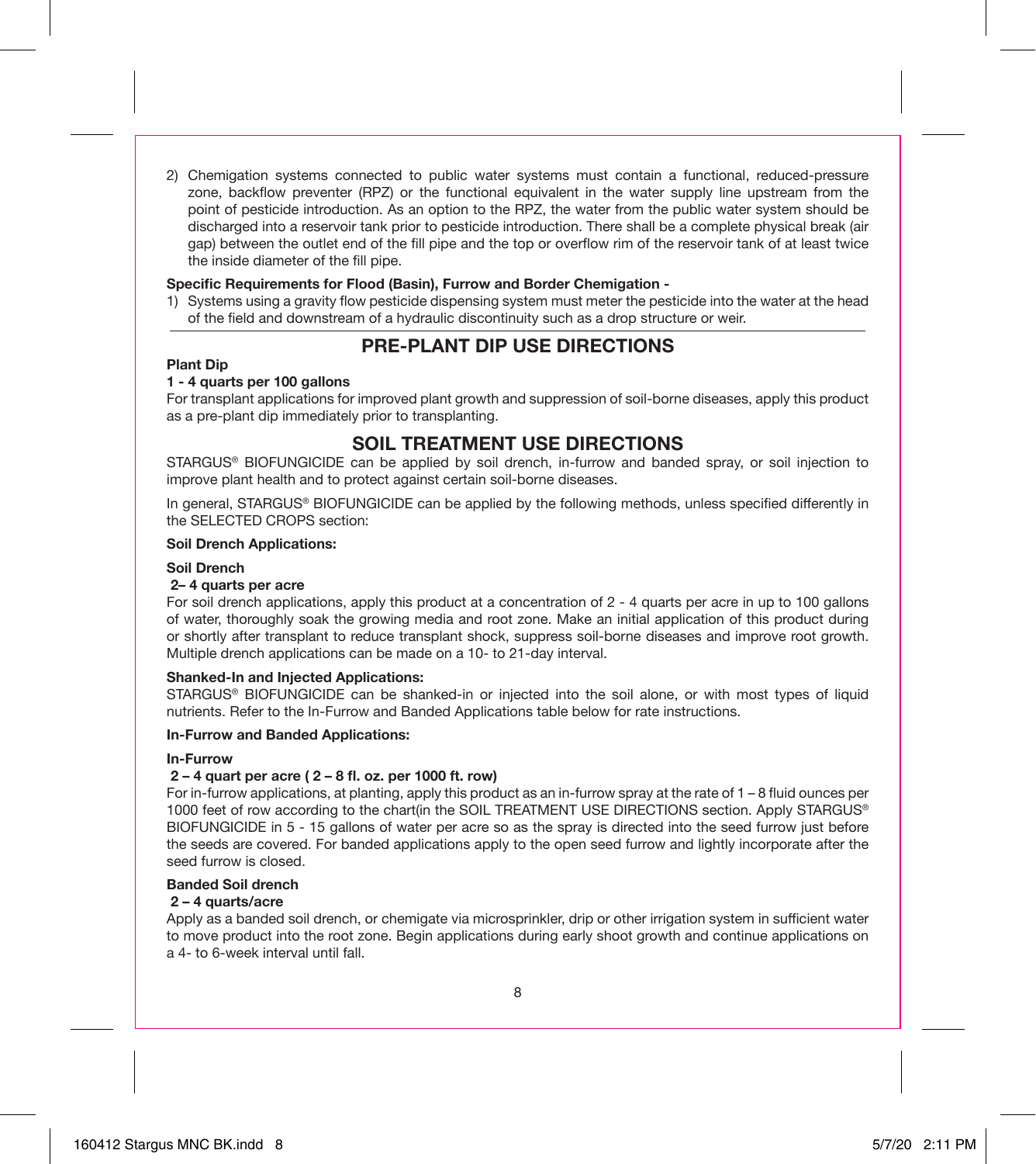2) Chemigation systems connected to public water systems must contain a functional, reduced-pressure zone, backflow preventer (RPZ) or the functional equivalent in the water supply line upstream from the point of pesticide introduction. As an option to the RPZ, the water from the public water system should be discharged into a reservoir tank prior to pesticide introduction. There shall be a complete physical break (air gap) between the outlet end of the fill pipe and the top or overflow rim of the reservoir tank of at least twice the inside diameter of the fill pipe.

**Specific Requirements for Flood (Basin), Furrow and Border Chemigation -**

1) Systems using a gravity flow pesticide dispensing system must meter the pesticide into the water at the head of the field and downstream of a hydraulic discontinuity such as a drop structure or weir.

## PRE-PLANT DIP USE DIRECTIONS

**Plant Dip**

**1 - 4 quarts per 100 gallons**

For transplant applications for improved plant growth and suppression of soil-borne diseases, apply this product as a pre-plant dip immediately prior to transplanting.

## SOIL TREATMENT USE DIRECTIONS

STARGUS® BIOFUNGICIDE can be applied by soil drench, in-furrow and banded spray, or soil injection to improve plant health and to protect against certain soil-borne diseases.

In general, STARGUS® BIOFUNGICIDE can be applied by the following methods, unless specified differently in the SELECTED CROPS section:

**Soil Drench Applications:**

**Soil Drench**

**2– 4 quarts per acre**

For soil drench applications, apply this product at a concentration of 2 - 4 quarts per acre in up to 100 gallons of water, thoroughly soak the growing media and root zone. Make an initial application of this product during or shortly after transplant to reduce transplant shock, suppress soil-borne diseases and improve root growth. Multiple drench applications can be made on a 10- to 21-day interval.

**Shanked-In and Injected Applications:**

STARGUS® BIOFUNGICIDE can be shanked-in or injected into the soil alone, or with most types of liquid nutrients. Refer to the In-Furrow and Banded Applications table below for rate instructions.

**In-Furrow and Banded Applications:**

**In-Furrow**

**2 – 4 quart per acre ( 2 – 8 fl. oz. per 1000 ft. row)**

For in-furrow applications, at planting, apply this product as an in-furrow spray at the rate of 1 – 8 fluid ounces per 1000 feet of row according to the chart(in the SOIL TREATMENT USE DIRECTIONS section. Apply STARGUS® BIOFUNGICIDE in 5 - 15 gallons of water per acre so as the spray is directed into the seed furrow just before the seeds are covered. For banded applications apply to the open seed furrow and lightly incorporate after the seed furrow is closed.

**Banded Soil drench**

**2 – 4 quarts/acre**

Apply as a banded soil drench, or chemigate via microsprinkler, drip or other irrigation system in sufficient water to move product into the root zone. Begin applications during early shoot growth and continue applications on a 4- to 6-week interval until fall.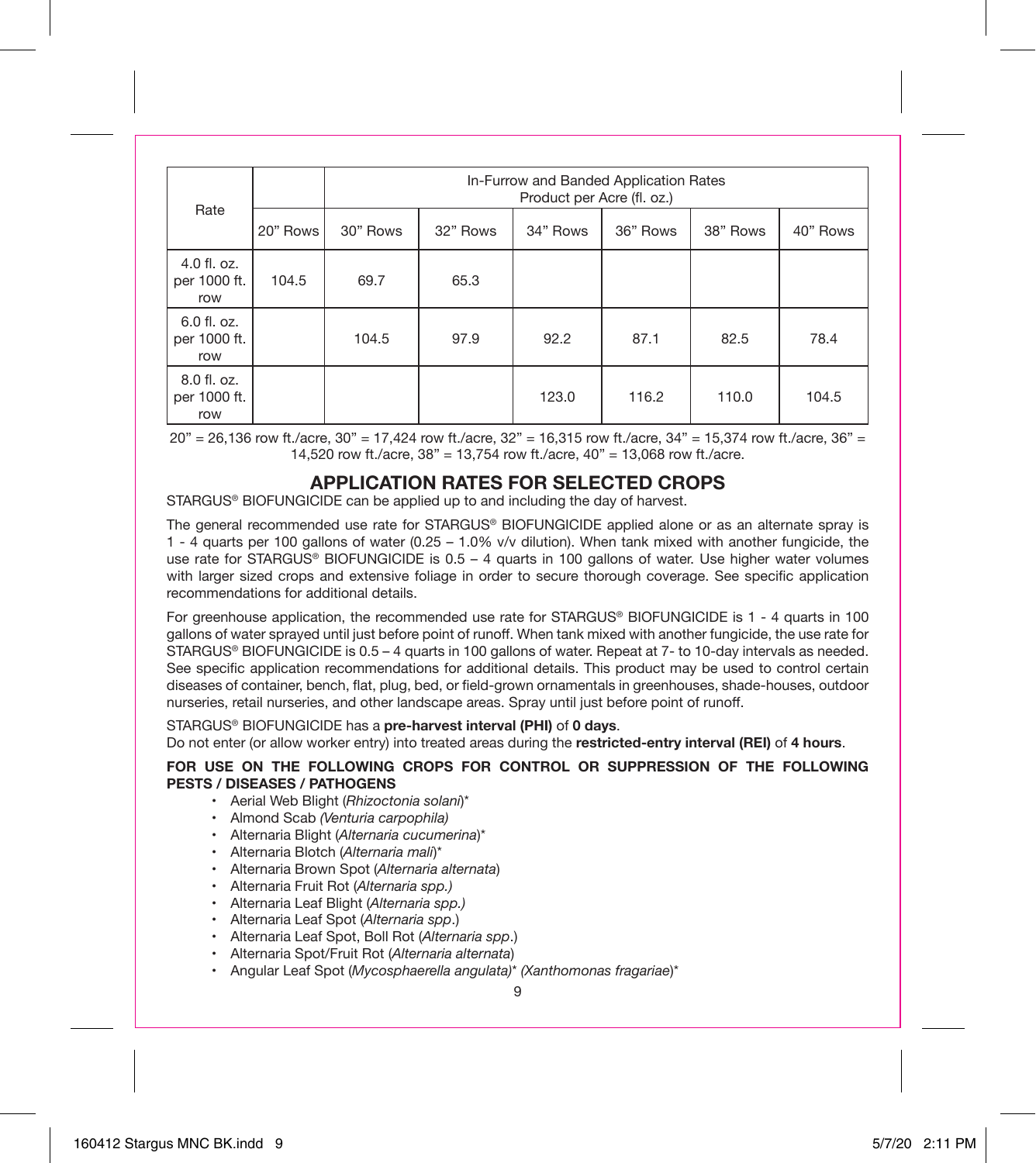| Rate | | In-Furrow and Banded Application Rates Product per Acre (fl. oz.) | | | | | |
|---|---|---|---|---|---|---|---|
| | 20" Rows | 30" Rows | 32" Rows | 34" Rows | 36" Rows | 38" Rows | 40" Rows |
| 4.0 fl. oz. per 1000 ft. row | 104.5 | 69.7 | 65.3 | | | | |
| 6.0 fl. oz. per 1000 ft. row | | 104.5 | 97.9 | 92.2 | 87.1 | 82.5 | 78.4 |
| 8.0 fl. oz. per 1000 ft. row | | | | 123.0 | 116.2 | 110.0 | 104.5 |

20" = 26,136 row ft./acre, 30" = 17,424 row ft./acre, 32" = 16,315 row ft./acre, 34" = 15,374 row ft./acre, 36" = 14,520 row ft./acre, 38" = 13,754 row ft./acre, 40" = 13,068 row ft./acre.

## APPLICATION RATES FOR SELECTED CROPS

STARGUS® BIOFUNGICIDE can be applied up to and including the day of harvest.

The general recommended use rate for STARGUS® BIOFUNGICIDE applied alone or as an alternate spray is 1 - 4 quarts per 100 gallons of water (0.25 – 1.0% v/v dilution). When tank mixed with another fungicide, the use rate for STARGUS® BIOFUNGICIDE is 0.5 – 4 quarts in 100 gallons of water. Use higher water volumes with larger sized crops and extensive foliage in order to secure thorough coverage. See specific application recommendations for additional details.

For greenhouse application, the recommended use rate for STARGUS® BIOFUNGICIDE is 1 - 4 quarts in 100 gallons of water sprayed until just before point of runoff. When tank mixed with another fungicide, the use rate for STARGUS® BIOFUNGICIDE is 0.5 – 4 quarts in 100 gallons of water. Repeat at 7- to 10-day intervals as needed. See specific application recommendations for additional details. This product may be used to control certain diseases of container, bench, flat, plug, bed, or field-grown ornamentals in greenhouses, shade-houses, outdoor nurseries, retail nurseries, and other landscape areas. Spray until just before point of runoff.

STARGUS® BIOFUNGICIDE has a **pre-harvest interval (PHI)** of **0 days**.
Do not enter (or allow worker entry) into treated areas during the **restricted-entry interval (REI)** of **4 hours**.

**FOR USE ON THE FOLLOWING CROPS FOR CONTROL OR SUPPRESSION OF THE FOLLOWING PESTS / DISEASES / PATHOGENS**

- Aerial Web Blight (*Rhizoctonia solani*)*
- Almond Scab *(Venturia carpophila)*
- Alternaria Blight (*Alternaria cucumerina*)*
- Alternaria Blotch (*Alternaria mali*)*
- Alternaria Brown Spot (*Alternaria alternata*)
- Alternaria Fruit Rot (*Alternaria spp.)*
- Alternaria Leaf Blight (*Alternaria spp.)*
- Alternaria Leaf Spot (*Alternaria spp*.)
- Alternaria Leaf Spot, Boll Rot (*Alternaria spp*.)
- Alternaria Spot/Fruit Rot (*Alternaria alternata*)
- Angular Leaf Spot (*Mycosphaerella angulata)* *(Xanthomonas fragariae*)*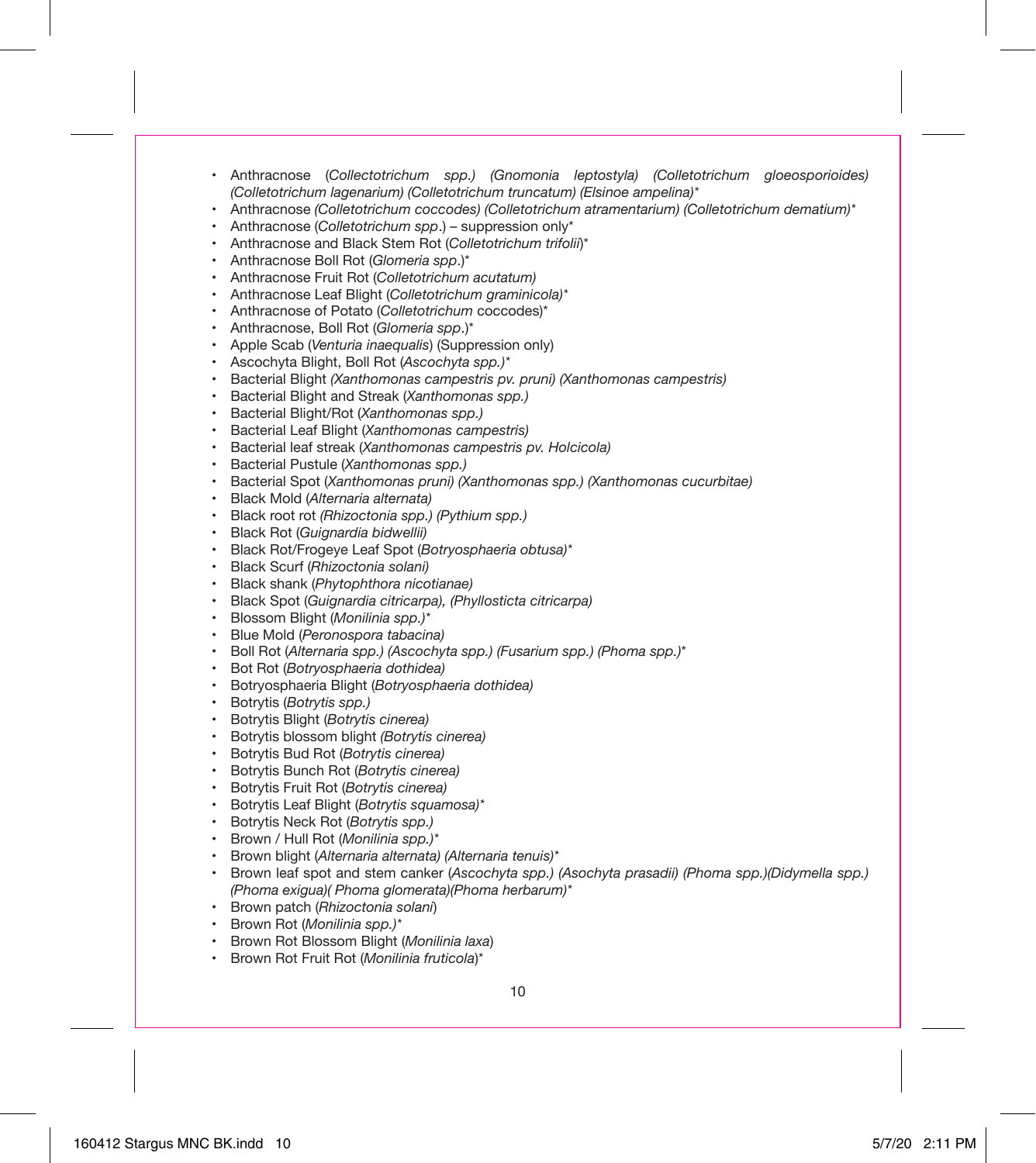- Anthracnose (*Collectotrichum spp.) (Gnomonia leptostyla) (Colletotrichum gloeosporioides) (Colletotrichum lagenarium) (Colletotrichum truncatum) (Elsinoe ampelina)**
- Anthracnose *(Colletotrichum coccodes) (Colletotrichum atramentarium) (Colletotrichum dematium)**
- Anthracnose (*Colletotrichum spp*.) – suppression only*
- Anthracnose and Black Stem Rot (*Colletotrichum trifolii*)*
- Anthracnose Boll Rot (*Glomeria spp*.)*
- Anthracnose Fruit Rot (*Colletotrichum acutatum)*
- Anthracnose Leaf Blight (*Colletotrichum graminicola)**
- Anthracnose of Potato (*Colletotrichum* coccodes)*
- Anthracnose, Boll Rot (*Glomeria spp*.)*
- Apple Scab (*Venturia inaequalis*) (Suppression only)
- Ascochyta Blight, Boll Rot (*Ascochyta spp.)**
- Bacterial Blight *(Xanthomonas campestris pv. pruni) (Xanthomonas campestris)*
- Bacterial Blight and Streak (*Xanthomonas spp.)*
- Bacterial Blight/Rot (*Xanthomonas spp.)*
- Bacterial Leaf Blight (*Xanthomonas campestris)*
- Bacterial leaf streak (*Xanthomonas campestris pv. Holcicola)*
- Bacterial Pustule (*Xanthomonas spp.)*
- Bacterial Spot (*Xanthomonas pruni) (Xanthomonas spp.) (Xanthomonas cucurbitae)*
- Black Mold (*Alternaria alternata)*
- Black root rot *(Rhizoctonia spp.) (Pythium spp.)*
- Black Rot (*Guignardia bidwellii)*
- Black Rot/Frogeye Leaf Spot (*Botryosphaeria obtusa)**
- Black Scurf (*Rhizoctonia solani)*
- Black shank (*Phytophthora nicotianae)*
- Black Spot (*Guignardia citricarpa), (Phyllosticta citricarpa)*
- Blossom Blight (*Monilinia spp.)**
- Blue Mold (*Peronospora tabacina)*
- Boll Rot (*Alternaria spp.) (Ascochyta spp.) (Fusarium spp.) (Phoma spp.)**
- Bot Rot (*Botryosphaeria dothidea)*
- Botryosphaeria Blight (*Botryosphaeria dothidea)*
- Botrytis (*Botrytis spp.)*
- Botrytis Blight (*Botrytis cinerea)*
- Botrytis blossom blight *(Botrytis cinerea)*
- Botrytis Bud Rot (*Botrytis cinerea)*
- Botrytis Bunch Rot (*Botrytis cinerea)*
- Botrytis Fruit Rot (*Botrytis cinerea)*
- Botrytis Leaf Blight (*Botrytis squamosa)**
- Botrytis Neck Rot (*Botrytis spp.)*
- Brown / Hull Rot (*Monilinia spp.)**
- Brown blight (*Alternaria alternata) (Alternaria tenuis)**
- Brown leaf spot and stem canker (*Ascochyta spp.) (Asochyta prasadii) (Phoma spp.)(Didymella spp.) (Phoma exigua)( Phoma glomerata)(Phoma herbarum)**
- Brown patch (*Rhizoctonia solani*)
- Brown Rot (*Monilinia spp.)**
- Brown Rot Blossom Blight (*Monilinia laxa*)
- Brown Rot Fruit Rot (*Monilinia fruticola*)*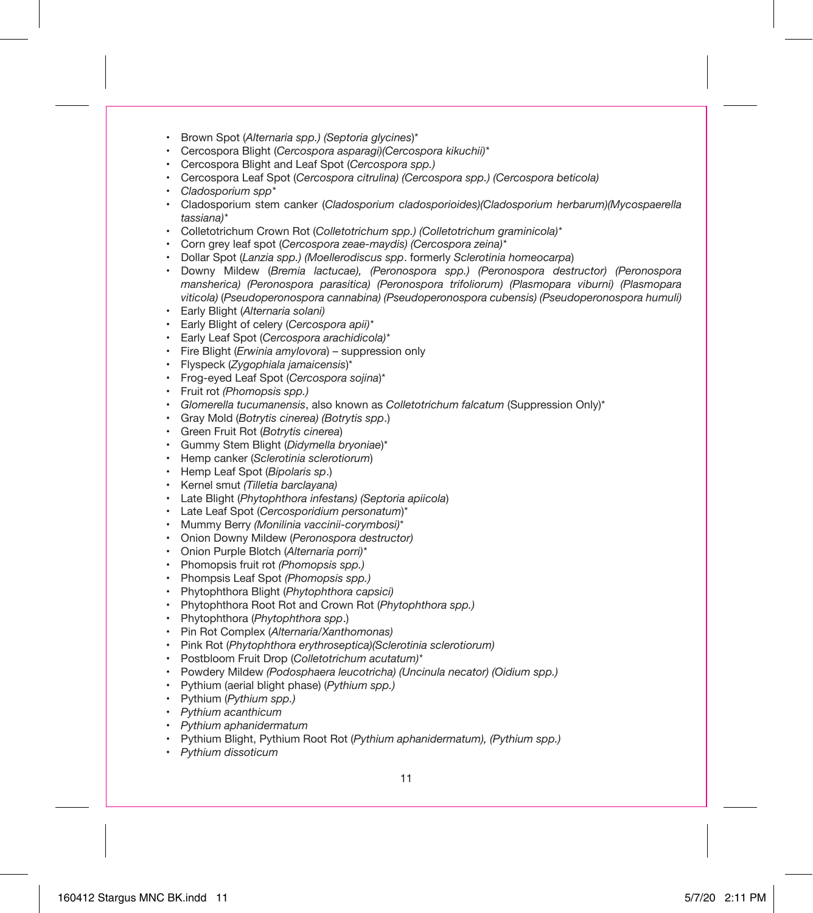- Brown Spot (*Alternaria spp.) (Septoria glycines*)*
- Cercospora Blight (*Cercospora asparagi)(Cercospora kikuchii)**
- Cercospora Blight and Leaf Spot (*Cercospora spp.)*
- Cercospora Leaf Spot (*Cercospora citrulina) (Cercospora spp.) (Cercospora beticola)*
- *Cladosporium spp**
- Cladosporium stem canker (*Cladosporium cladosporioides)(Cladosporium herbarum)(Mycospaerella tassiana)**
- Colletotrichum Crown Rot (*Colletotrichum spp.) (Colletotrichum graminicola)**
- Corn grey leaf spot (*Cercospora zeae-maydis) (Cercospora zeina)**
- Dollar Spot (*Lanzia spp.) (Moellerodiscus spp*. formerly *Sclerotinia homeocarpa*)
- Downy Mildew (*Bremia lactucae), (Peronospora spp.) (Peronospora destructor) (Peronospora mansherica) (Peronospora parasitica) (Peronospora trifoliorum) (Plasmopara viburni) (Plasmopara viticola)* (*Pseudoperonospora cannabina) (Pseudoperonospora cubensis) (Pseudoperonospora humuli)*
- Early Blight (*Alternaria solani)*
- Early Blight of celery (*Cercospora apii)**
- Early Leaf Spot (*Cercospora arachidicola)**
- Fire Blight (*Erwinia amylovora*) – suppression only
- Flyspeck (*Zygophiala jamaicensis*)*
- Frog-eyed Leaf Spot (*Cercospora sojina*)*
- Fruit rot *(Phomopsis spp.)*
- *Glomerella tucumanensis*, also known as *Colletotrichum falcatum* (Suppression Only)*
- Gray Mold (*Botrytis cinerea) (Botrytis spp*.)
- Green Fruit Rot (*Botrytis cinerea*)
- Gummy Stem Blight (*Didymella bryoniae*)*
- Hemp canker (*Sclerotinia sclerotiorum*)
- Hemp Leaf Spot (*Bipolaris sp*.)
- Kernel smut *(Tilletia barclayana)*
- Late Blight (*Phytophthora infestans) (Septoria apiicola*)
- Late Leaf Spot (*Cercosporidium personatum*)*
- Mummy Berry *(Monilinia vaccinii-corymbosi)**
- Onion Downy Mildew (*Peronospora destructor)*
- Onion Purple Blotch (*Alternaria porri)**
- Phomopsis fruit rot *(Phomopsis spp.)*
- Phompsis Leaf Spot *(Phomopsis spp.)*
- Phytophthora Blight (*Phytophthora capsici)*
- Phytophthora Root Rot and Crown Rot (*Phytophthora spp.)*
- Phytophthora (*Phytophthora spp*.)
- Pin Rot Complex (*Alternaria/Xanthomonas)*
- Pink Rot (*Phytophthora erythroseptica)(Sclerotinia sclerotiorum)*
- Postbloom Fruit Drop (*Colletotrichum acutatum)**
- Powdery Mildew *(Podosphaera leucotricha) (Uncinula necator) (Oidium spp.)*
- Pythium (aerial blight phase) (*Pythium spp.)*
- Pythium (*Pythium spp.)*
- *Pythium acanthicum*
- *Pythium aphanidermatum*
- Pythium Blight, Pythium Root Rot (*Pythium aphanidermatum), (Pythium spp.)*
- *Pythium dissoticum*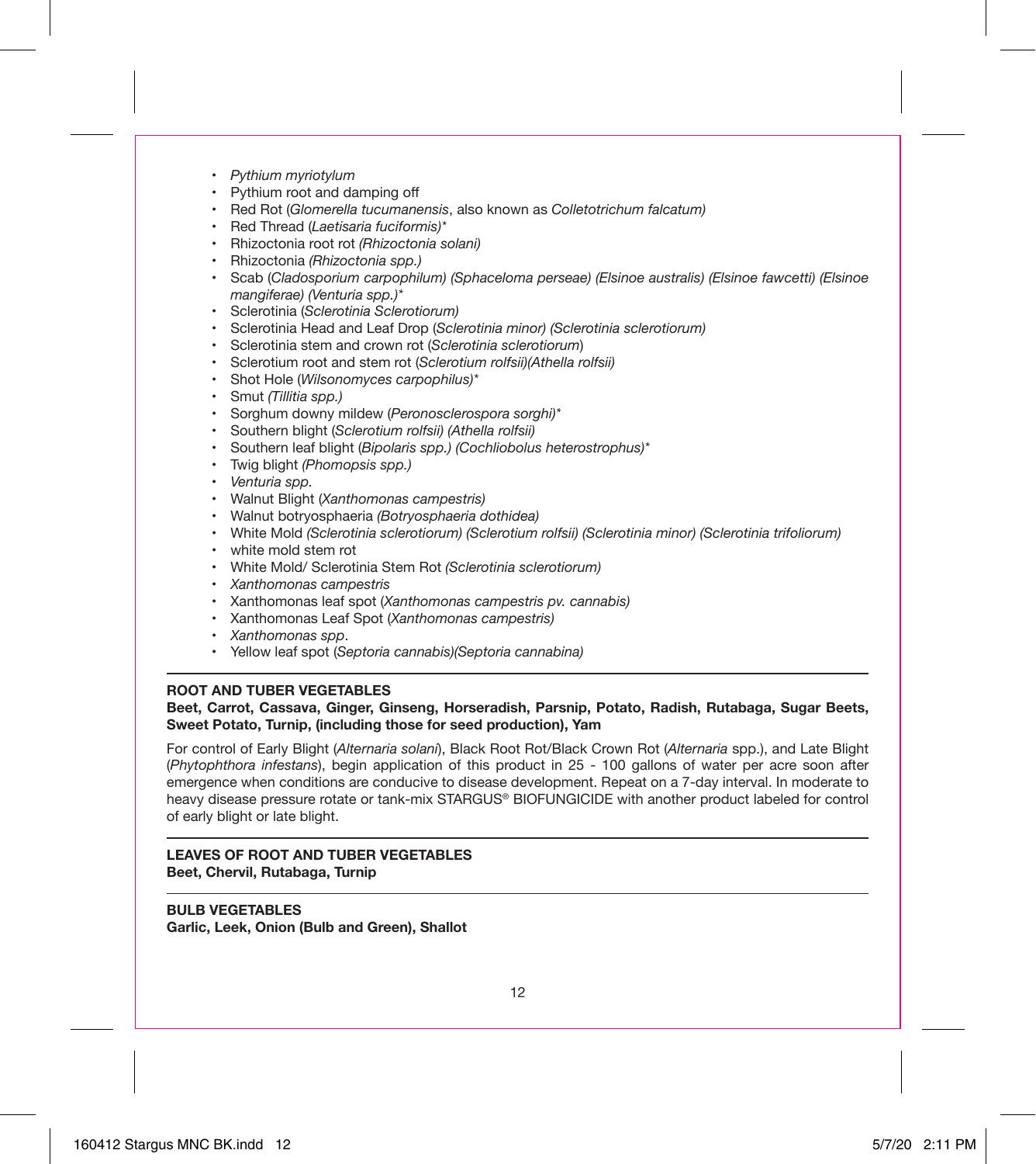- *Pythium myriotylum*
- Pythium root and damping off
- Red Rot (*Glomerella tucumanensis*, also known as *Colletotrichum falcatum)*
- Red Thread (*Laetisaria fuciformis)**
- Rhizoctonia root rot *(Rhizoctonia solani)*
- Rhizoctonia *(Rhizoctonia spp.)*
- Scab (*Cladosporium carpophilum) (Sphaceloma perseae) (Elsinoe australis) (Elsinoe fawcetti) (Elsinoe mangiferae) (Venturia spp.)**
- Sclerotinia (*Sclerotinia Sclerotiorum)*
- Sclerotinia Head and Leaf Drop (*Sclerotinia minor) (Sclerotinia sclerotiorum)*
- Sclerotinia stem and crown rot (*Sclerotinia sclerotiorum*)
- Sclerotium root and stem rot (*Sclerotium rolfsii)(Athella rolfsii)*
- Shot Hole (*Wilsonomyces carpophilus)**
- Smut *(Tillitia spp.)*
- Sorghum downy mildew (*Peronosclerospora sorghi)**
- Southern blight (*Sclerotium rolfsii) (Athella rolfsii)*
- Southern leaf blight (*Bipolaris spp.) (Cochliobolus heterostrophus)**
- Twig blight *(Phomopsis spp.)*
- *Venturia spp.*
- Walnut Blight (*Xanthomonas campestris)*
- Walnut botryosphaeria *(Botryosphaeria dothidea)*
- White Mold *(Sclerotinia sclerotiorum) (Sclerotium rolfsii) (Sclerotinia minor) (Sclerotinia trifoliorum)*
- white mold stem rot
- White Mold/ Sclerotinia Stem Rot *(Sclerotinia sclerotiorum)*
- *Xanthomonas campestris*
- Xanthomonas leaf spot (*Xanthomonas campestris pv. cannabis)*
- Xanthomonas Leaf Spot (*Xanthomonas campestris)*
- *Xanthomonas spp*.
- Yellow leaf spot (*Septoria cannabis)(Septoria cannabina)*

---

**ROOT AND TUBER VEGETABLES**
**Beet, Carrot, Cassava, Ginger, Ginseng, Horseradish, Parsnip, Potato, Radish, Rutabaga, Sugar Beets, Sweet Potato, Turnip, (including those for seed production), Yam**

For control of Early Blight (*Alternaria solani*), Black Root Rot/Black Crown Rot (*Alternaria* spp.), and Late Blight (*Phytophthora infestans*), begin application of this product in 25 - 100 gallons of water per acre soon after emergence when conditions are conducive to disease development. Repeat on a 7-day interval. In moderate to heavy disease pressure rotate or tank-mix STARGUS® BIOFUNGICIDE with another product labeled for control of early blight or late blight.

---

**LEAVES OF ROOT AND TUBER VEGETABLES**
**Beet, Chervil, Rutabaga, Turnip**

---

**BULB VEGETABLES**
**Garlic, Leek, Onion (Bulb and Green), Shallot**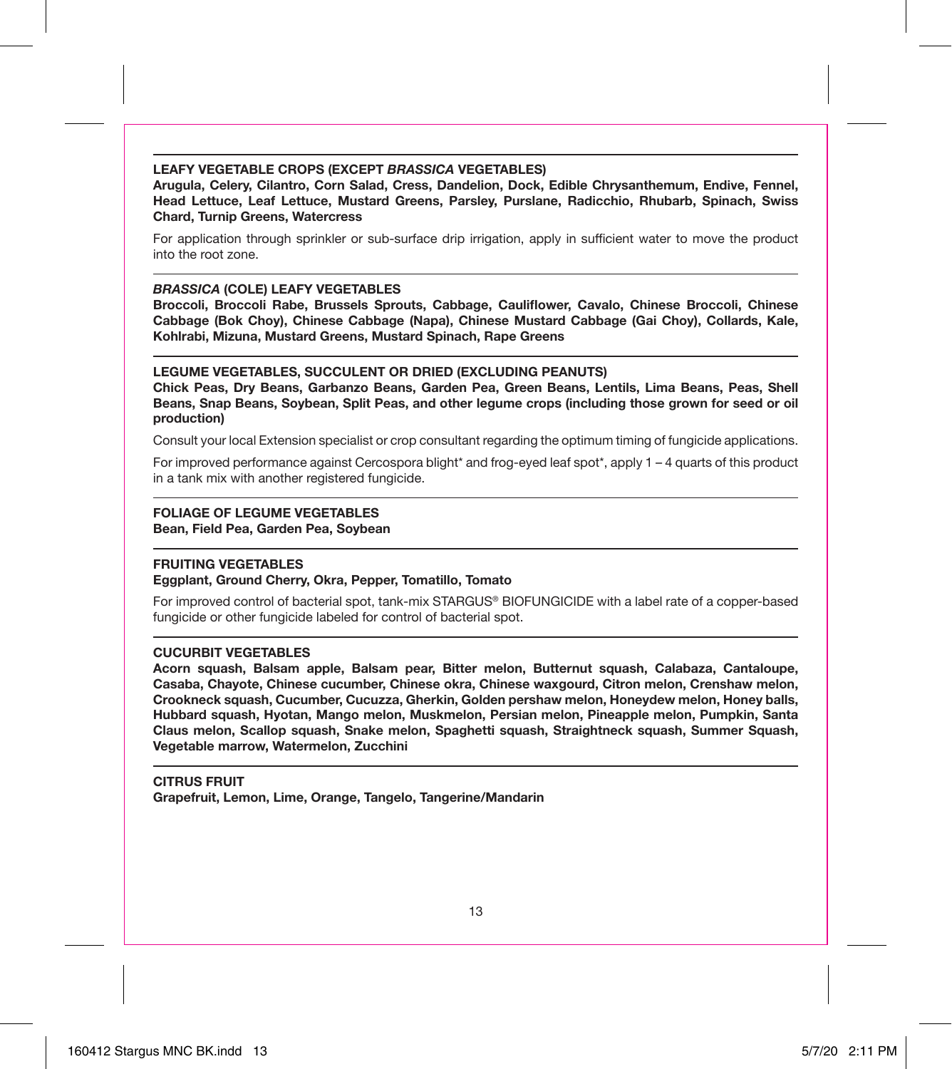**LEAFY VEGETABLE CROPS (EXCEPT *BRASSICA* VEGETABLES)**
**Arugula, Celery, Cilantro, Corn Salad, Cress, Dandelion, Dock, Edible Chrysanthemum, Endive, Fennel, Head Lettuce, Leaf Lettuce, Mustard Greens, Parsley, Purslane, Radicchio, Rhubarb, Spinach, Swiss Chard, Turnip Greens, Watercress**

For application through sprinkler or sub-surface drip irrigation, apply in sufficient water to move the product into the root zone.

***BRASSICA* (COLE) LEAFY VEGETABLES**
**Broccoli, Broccoli Rabe, Brussels Sprouts, Cabbage, Cauliflower, Cavalo, Chinese Broccoli, Chinese Cabbage (Bok Choy), Chinese Cabbage (Napa), Chinese Mustard Cabbage (Gai Choy), Collards, Kale, Kohlrabi, Mizuna, Mustard Greens, Mustard Spinach, Rape Greens**

**LEGUME VEGETABLES, SUCCULENT OR DRIED (EXCLUDING PEANUTS)**
**Chick Peas, Dry Beans, Garbanzo Beans, Garden Pea, Green Beans, Lentils, Lima Beans, Peas, Shell Beans, Snap Beans, Soybean, Split Peas, and other legume crops (including those grown for seed or oil production)**

Consult your local Extension specialist or crop consultant regarding the optimum timing of fungicide applications.

For improved performance against Cercospora blight* and frog-eyed leaf spot*, apply 1 – 4 quarts of this product in a tank mix with another registered fungicide.

**FOLIAGE OF LEGUME VEGETABLES**
**Bean, Field Pea, Garden Pea, Soybean**

**FRUITING VEGETABLES**
**Eggplant, Ground Cherry, Okra, Pepper, Tomatillo, Tomato**

For improved control of bacterial spot, tank-mix STARGUS® BIOFUNGICIDE with a label rate of a copper-based fungicide or other fungicide labeled for control of bacterial spot.

**CUCURBIT VEGETABLES**
**Acorn squash, Balsam apple, Balsam pear, Bitter melon, Butternut squash, Calabaza, Cantaloupe, Casaba, Chayote, Chinese cucumber, Chinese okra, Chinese waxgourd, Citron melon, Crenshaw melon, Crookneck squash, Cucumber, Cucuzza, Gherkin, Golden pershaw melon, Honeydew melon, Honey balls, Hubbard squash, Hyotan, Mango melon, Muskmelon, Persian melon, Pineapple melon, Pumpkin, Santa Claus melon, Scallop squash, Snake melon, Spaghetti squash, Straightneck squash, Summer Squash, Vegetable marrow, Watermelon, Zucchini**

**CITRUS FRUIT**
**Grapefruit, Lemon, Lime, Orange, Tangelo, Tangerine/Mandarin**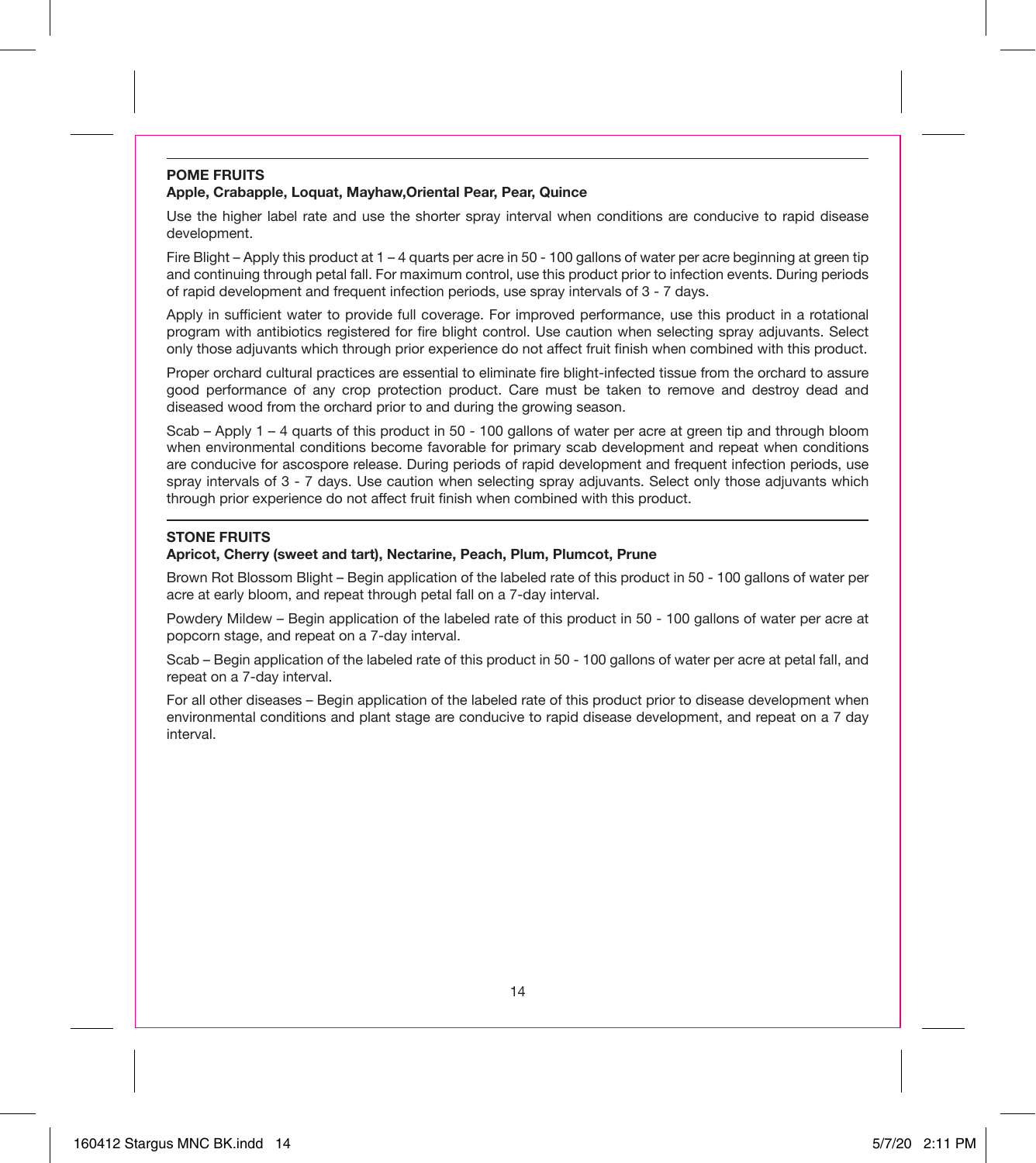**POME FRUITS**
**Apple, Crabapple, Loquat, Mayhaw,Oriental Pear, Pear, Quince**

Use the higher label rate and use the shorter spray interval when conditions are conducive to rapid disease development.

Fire Blight – Apply this product at 1 – 4 quarts per acre in 50 - 100 gallons of water per acre beginning at green tip and continuing through petal fall. For maximum control, use this product prior to infection events. During periods of rapid development and frequent infection periods, use spray intervals of 3 - 7 days.

Apply in sufficient water to provide full coverage. For improved performance, use this product in a rotational program with antibiotics registered for fire blight control. Use caution when selecting spray adjuvants. Select only those adjuvants which through prior experience do not affect fruit finish when combined with this product.

Proper orchard cultural practices are essential to eliminate fire blight-infected tissue from the orchard to assure good performance of any crop protection product. Care must be taken to remove and destroy dead and diseased wood from the orchard prior to and during the growing season.

Scab – Apply 1 – 4 quarts of this product in 50 - 100 gallons of water per acre at green tip and through bloom when environmental conditions become favorable for primary scab development and repeat when conditions are conducive for ascospore release. During periods of rapid development and frequent infection periods, use spray intervals of 3 - 7 days. Use caution when selecting spray adjuvants. Select only those adjuvants which through prior experience do not affect fruit finish when combined with this product.

**STONE FRUITS**
**Apricot, Cherry (sweet and tart), Nectarine, Peach, Plum, Plumcot, Prune**

Brown Rot Blossom Blight – Begin application of the labeled rate of this product in 50 - 100 gallons of water per acre at early bloom, and repeat through petal fall on a 7-day interval.

Powdery Mildew – Begin application of the labeled rate of this product in 50 - 100 gallons of water per acre at popcorn stage, and repeat on a 7-day interval.

Scab – Begin application of the labeled rate of this product in 50 - 100 gallons of water per acre at petal fall, and repeat on a 7-day interval.

For all other diseases – Begin application of the labeled rate of this product prior to disease development when environmental conditions and plant stage are conducive to rapid disease development, and repeat on a 7 day interval.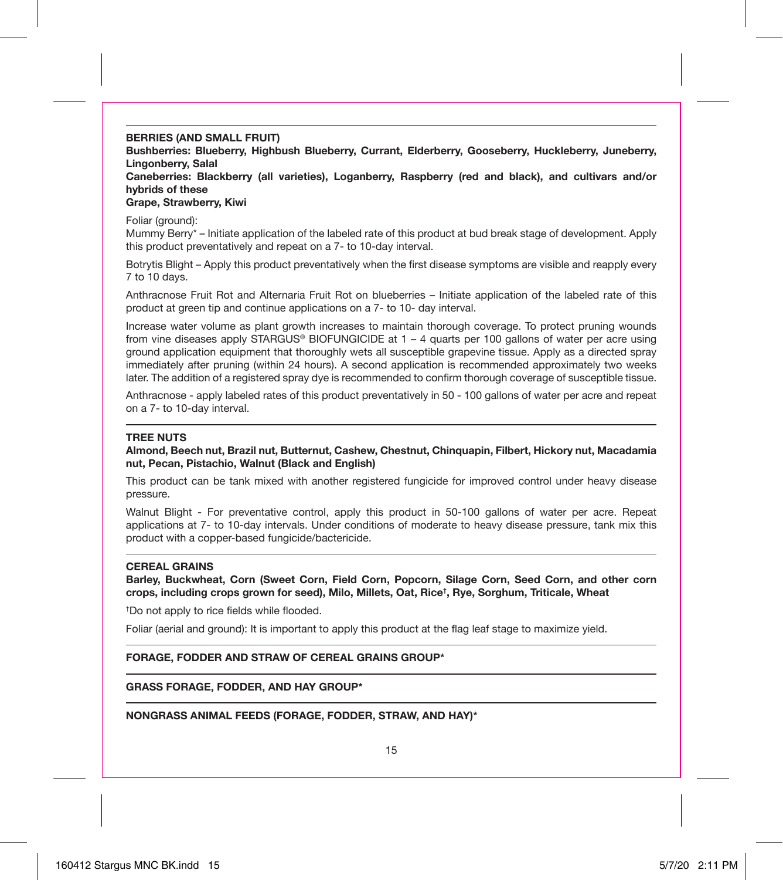## BERRIES (AND SMALL FRUIT)

**Bushberries: Blueberry, Highbush Blueberry, Currant, Elderberry, Gooseberry, Huckleberry, Juneberry, Lingonberry, Salal**

**Caneberries: Blackberry (all varieties), Loganberry, Raspberry (red and black), and cultivars and/or hybrids of these**

**Grape, Strawberry, Kiwi**

Foliar (ground):

Mummy Berry* – Initiate application of the labeled rate of this product at bud break stage of development. Apply this product preventatively and repeat on a 7- to 10-day interval.

Botrytis Blight – Apply this product preventatively when the first disease symptoms are visible and reapply every 7 to 10 days.

Anthracnose Fruit Rot and Alternaria Fruit Rot on blueberries – Initiate application of the labeled rate of this product at green tip and continue applications on a 7- to 10- day interval.

Increase water volume as plant growth increases to maintain thorough coverage. To protect pruning wounds from vine diseases apply STARGUS® BIOFUNGICIDE at 1 – 4 quarts per 100 gallons of water per acre using ground application equipment that thoroughly wets all susceptible grapevine tissue. Apply as a directed spray immediately after pruning (within 24 hours). A second application is recommended approximately two weeks later. The addition of a registered spray dye is recommended to confirm thorough coverage of susceptible tissue.

Anthracnose - apply labeled rates of this product preventatively in 50 - 100 gallons of water per acre and repeat on a 7- to 10-day interval.

## TREE NUTS

**Almond, Beech nut, Brazil nut, Butternut, Cashew, Chestnut, Chinquapin, Filbert, Hickory nut, Macadamia nut, Pecan, Pistachio, Walnut (Black and English)**

This product can be tank mixed with another registered fungicide for improved control under heavy disease pressure.

Walnut Blight - For preventative control, apply this product in 50-100 gallons of water per acre. Repeat applications at 7- to 10-day intervals. Under conditions of moderate to heavy disease pressure, tank mix this product with a copper-based fungicide/bactericide.

## CEREAL GRAINS

**Barley, Buckwheat, Corn (Sweet Corn, Field Corn, Popcorn, Silage Corn, Seed Corn, and other corn crops, including crops grown for seed), Milo, Millets, Oat, Rice†, Rye, Sorghum, Triticale, Wheat**

†Do not apply to rice fields while flooded.

Foliar (aerial and ground): It is important to apply this product at the flag leaf stage to maximize yield.

## FORAGE, FODDER AND STRAW OF CEREAL GRAINS GROUP*

## GRASS FORAGE, FODDER, AND HAY GROUP*

## NONGRASS ANIMAL FEEDS (FORAGE, FODDER, STRAW, AND HAY)*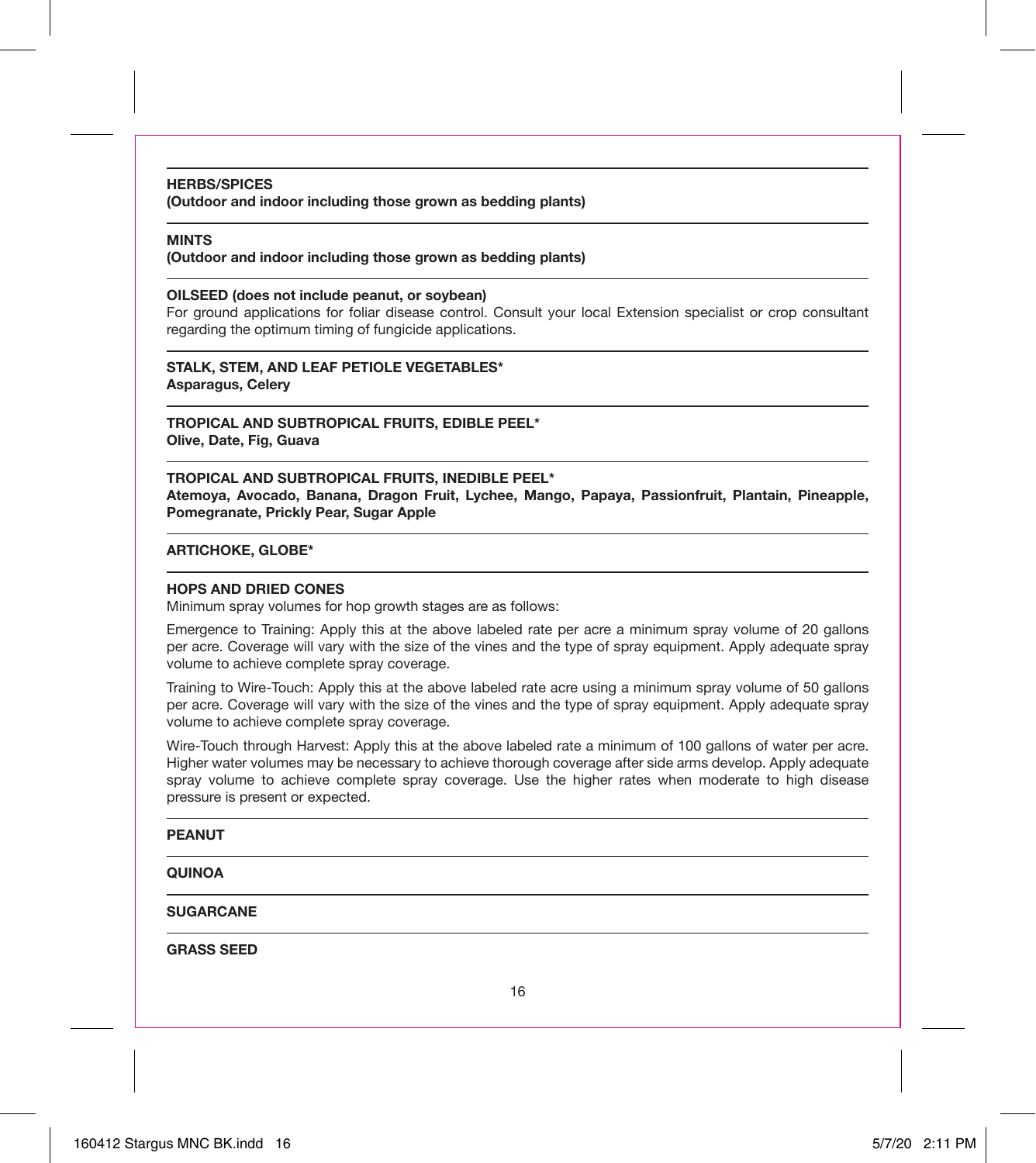**HERBS/SPICES**
**(Outdoor and indoor including those grown as bedding plants)**

---

**MINTS**
**(Outdoor and indoor including those grown as bedding plants)**

---

**OILSEED (does not include peanut, or soybean)**
For ground applications for foliar disease control. Consult your local Extension specialist or crop consultant regarding the optimum timing of fungicide applications.

---

**STALK, STEM, AND LEAF PETIOLE VEGETABLES***
**Asparagus, Celery**

---

**TROPICAL AND SUBTROPICAL FRUITS, EDIBLE PEEL***
**Olive, Date, Fig, Guava**

---

**TROPICAL AND SUBTROPICAL FRUITS, INEDIBLE PEEL***
**Atemoya, Avocado, Banana, Dragon Fruit, Lychee, Mango, Papaya, Passionfruit, Plantain, Pineapple, Pomegranate, Prickly Pear, Sugar Apple**

---

**ARTICHOKE, GLOBE***

---

**HOPS AND DRIED CONES**
Minimum spray volumes for hop growth stages are as follows:

Emergence to Training: Apply this at the above labeled rate per acre a minimum spray volume of 20 gallons per acre. Coverage will vary with the size of the vines and the type of spray equipment. Apply adequate spray volume to achieve complete spray coverage.

Training to Wire-Touch: Apply this at the above labeled rate acre using a minimum spray volume of 50 gallons per acre. Coverage will vary with the size of the vines and the type of spray equipment. Apply adequate spray volume to achieve complete spray coverage.

Wire-Touch through Harvest: Apply this at the above labeled rate a minimum of 100 gallons of water per acre. Higher water volumes may be necessary to achieve thorough coverage after side arms develop. Apply adequate spray volume to achieve complete spray coverage. Use the higher rates when moderate to high disease pressure is present or expected.

---

**PEANUT**

---

**QUINOA**

---

**SUGARCANE**

---

**GRASS SEED**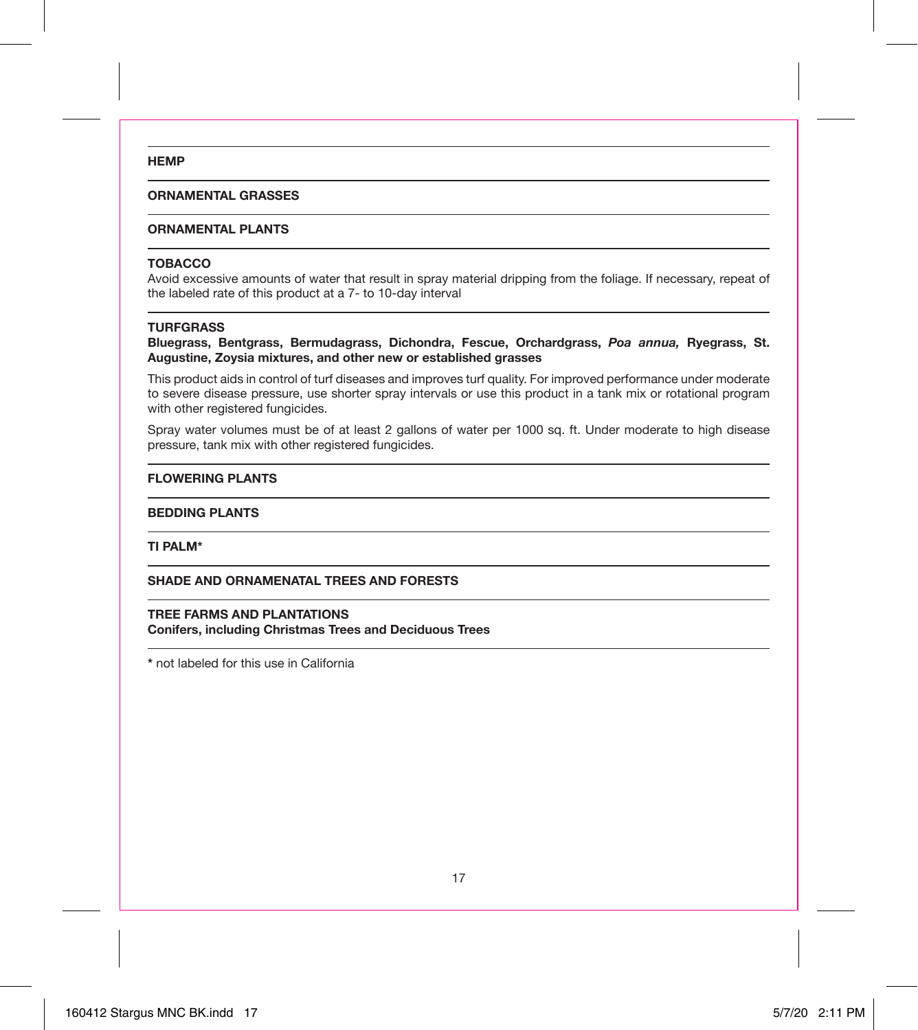**HEMP**

**ORNAMENTAL GRASSES**

**ORNAMENTAL PLANTS**

**TOBACCO**

Avoid excessive amounts of water that result in spray material dripping from the foliage. If necessary, repeat of the labeled rate of this product at a 7- to 10-day interval

**TURFGRASS**

**Bluegrass, Bentgrass, Bermudagrass, Dichondra, Fescue, Orchardgrass, *Poa annua,* Ryegrass, St. Augustine, Zoysia mixtures, and other new or established grasses**

This product aids in control of turf diseases and improves turf quality. For improved performance under moderate to severe disease pressure, use shorter spray intervals or use this product in a tank mix or rotational program with other registered fungicides.

Spray water volumes must be of at least 2 gallons of water per 1000 sq. ft. Under moderate to high disease pressure, tank mix with other registered fungicides.

**FLOWERING PLANTS**

**BEDDING PLANTS**

**TI PALM***

**SHADE AND ORNAMENATAL TREES AND FORESTS**

**TREE FARMS AND PLANTATIONS**
**Conifers, including Christmas Trees and Deciduous Trees**

\* not labeled for this use in California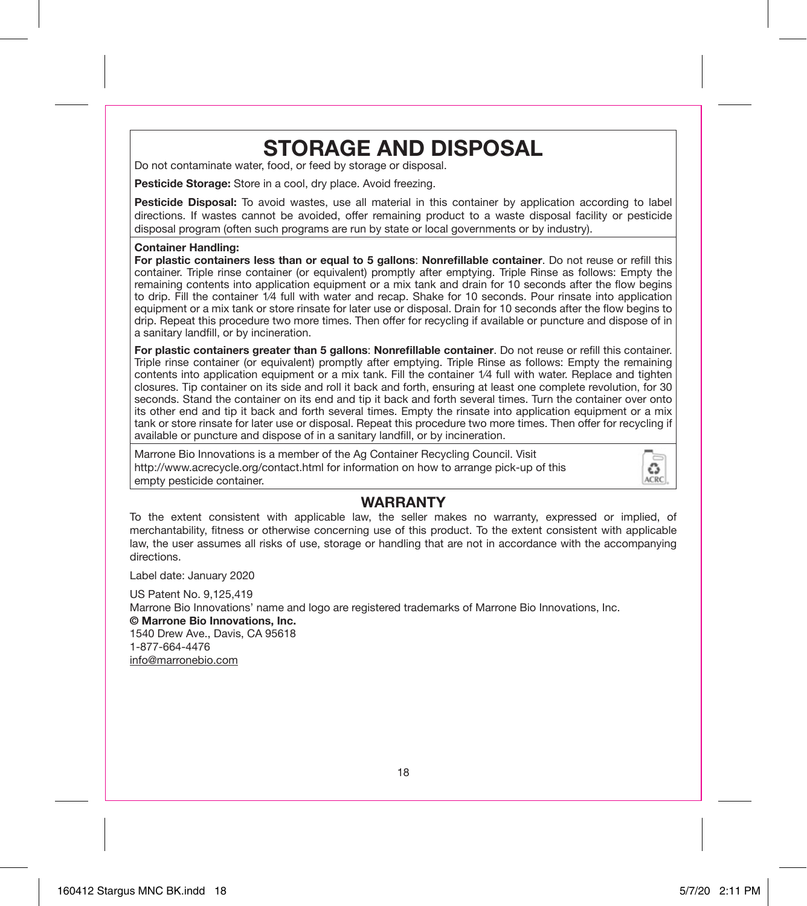# STORAGE AND DISPOSAL

Do not contaminate water, food, or feed by storage or disposal.

**Pesticide Storage:** Store in a cool, dry place. Avoid freezing.

**Pesticide Disposal:** To avoid wastes, use all material in this container by application according to label directions. If wastes cannot be avoided, offer remaining product to a waste disposal facility or pesticide disposal program (often such programs are run by state or local governments or by industry).

**Container Handling:**

**For plastic containers less than or equal to 5 gallons**: **Nonrefillable container**. Do not reuse or refill this container. Triple rinse container (or equivalent) promptly after emptying. Triple Rinse as follows: Empty the remaining contents into application equipment or a mix tank and drain for 10 seconds after the flow begins to drip. Fill the container 1⁄4 full with water and recap. Shake for 10 seconds. Pour rinsate into application equipment or a mix tank or store rinsate for later use or disposal. Drain for 10 seconds after the flow begins to drip. Repeat this procedure two more times. Then offer for recycling if available or puncture and dispose of in a sanitary landfill, or by incineration.

**For plastic containers greater than 5 gallons**: **Nonrefillable container**. Do not reuse or refill this container. Triple rinse container (or equivalent) promptly after emptying. Triple Rinse as follows: Empty the remaining contents into application equipment or a mix tank. Fill the container 1⁄4 full with water. Replace and tighten closures. Tip container on its side and roll it back and forth, ensuring at least one complete revolution, for 30 seconds. Stand the container on its end and tip it back and forth several times. Turn the container over onto its other end and tip it back and forth several times. Empty the rinsate into application equipment or a mix tank or store rinsate for later use or disposal. Repeat this procedure two more times. Then offer for recycling if available or puncture and dispose of in a sanitary landfill, or by incineration.

Marrone Bio Innovations is a member of the Ag Container Recycling Council. Visit http://www.acrecycle.org/contact.html for information on how to arrange pick-up of this empty pesticide container.

## WARRANTY

To the extent consistent with applicable law, the seller makes no warranty, expressed or implied, of merchantability, fitness or otherwise concerning use of this product. To the extent consistent with applicable law, the user assumes all risks of use, storage or handling that are not in accordance with the accompanying directions.

Label date: January 2020

US Patent No. 9,125,419
Marrone Bio Innovations' name and logo are registered trademarks of Marrone Bio Innovations, Inc.
**© Marrone Bio Innovations, Inc.**
1540 Drew Ave., Davis, CA 95618
1-877-664-4476
info@marronebio.com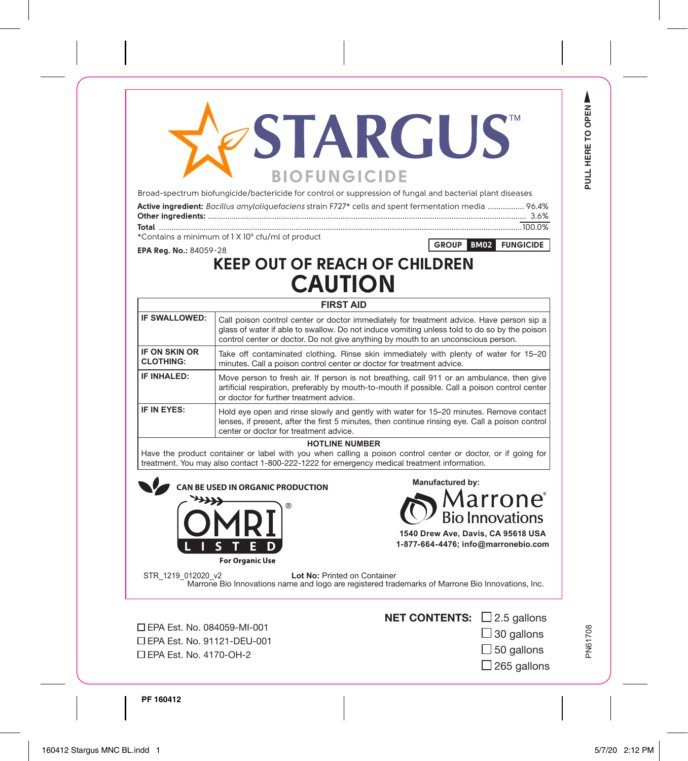PULL HERE TO OPEN

# STARGUS™

## BIOFUNGICIDE

Broad-spectrum biofungicide/bactericide for control or suppression of fungal and bacterial plant diseases

| | |
|---|---|
| **Active ingredient:** *Bacillus amyloliquefaciens* strain F727* cells and spent fermentation media | 96.4% |
| **Other ingredients:** | 3.6% |
| **Total** | 100.0% |

*Contains a minimum of 1 X $10^9$ cfu/ml of product

**EPA Reg. No.:** 84059-28

**GROUP BM02 FUNGICIDE**

## KEEP OUT OF REACH OF CHILDREN

## CAUTION

| FIRST AID | |
|---|---|
| **IF SWALLOWED:** | Call poison control center or doctor immediately for treatment advice. Have person sip a glass of water if able to swallow. Do not induce vomiting unless told to do so by the poison control center or doctor. Do not give anything by mouth to an unconscious person. |
| **IF ON SKIN OR CLOTHING:** | Take off contaminated clothing. Rinse skin immediately with plenty of water for 15–20 minutes. Call a poison control center or doctor for treatment advice. |
| **IF INHALED:** | Move person to fresh air. If person is not breathing, call 911 or an ambulance, then give artificial respiration, preferably by mouth-to-mouth if possible. Call a poison control center or doctor for further treatment advice. |
| **IF IN EYES:** | Hold eye open and rinse slowly and gently with water for 15–20 minutes. Remove contact lenses, if present, after the first 5 minutes, then continue rinsing eye. Call a poison control center or doctor for treatment advice. |

**HOTLINE NUMBER**

Have the product container or label with you when calling a poison control center or doctor, or if going for treatment. You may also contact 1-800-222-1222 for emergency medical treatment information.

**CAN BE USED IN ORGANIC PRODUCTION**

OMRI® LISTED
For Organic Use

**Manufactured by:**

Marrone® Bio Innovations
**1540 Drew Ave, Davis, CA 95618 USA**
**1-877-664-4476; info@marronebio.com**

STR_1219_012020_v2

**Lot No:** Printed on Container

Marrone Bio Innovations name and logo are registered trademarks of Marrone Bio Innovations, Inc.

☐ EPA Est. No. 084059-MI-001
☐ EPA Est. No. 91121-DEU-001
☐ EPA Est. No. 4170-OH-2

**NET CONTENTS:**
☐ 2.5 gallons
☐ 30 gallons
☐ 50 gallons
☐ 265 gallons

PN61708

**PF 160412**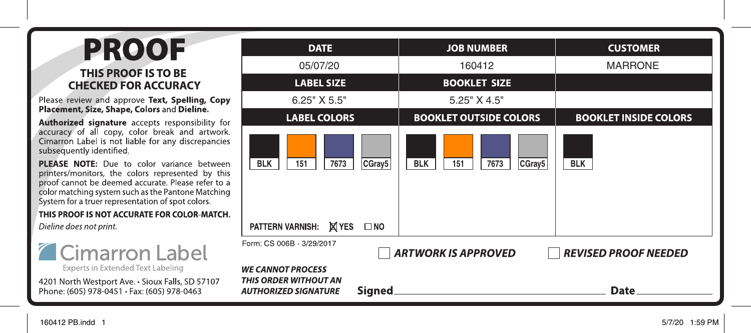# PROOF

## THIS PROOF IS TO BE CHECKED FOR ACCURACY

Please review and approve **Text, Spelling, Copy Placement, Size, Shape, Colors** and **Dieline.**

**Authorized signature** accepts responsibility for accuracy of all copy, color break and artwork. Cimarron Label is not liable for any discrepancies subsequently identified.

**PLEASE NOTE:** Due to color variance between printers/monitors, the colors represented by this proof cannot be deemed accurate. Please refer to a color matching system such as the Pantone Matching System for a truer representation of spot colors.

**THIS PROOF IS NOT ACCURATE FOR COLOR-MATCH.**

*Dieline does not print.*

Cimarron Label
Experts in Extended Text Labeling

4201 North Westport Ave. • Sioux Falls, SD 57107
Phone: (605) 978-0451 • Fax: (605) 978-0463

| DATE | JOB NUMBER | CUSTOMER |
|---|---|---|
| 05/07/20 | 160412 | MARRONE |
| **LABEL SIZE** | **BOOKLET SIZE** | |
| 6.25" X 5.5" | 5.25" X 4.5" | |
| **LABEL COLORS** | **BOOKLET OUTSIDE COLORS** | **BOOKLET INSIDE COLORS** |
| BLK, 151, 7673, CGray5 | BLK, 151, 7673, CGray5 | BLK |
| PATTERN VARNISH: ☒ YES ☐ NO | | |

Form: CS 006B - 3/29/2017

☐ ***ARTWORK IS APPROVED*** ☐ ***REVISED PROOF NEEDED***

***WE CANNOT PROCESS THIS ORDER WITHOUT AN AUTHORIZED SIGNATURE*** **Signed**\_\_\_\_\_\_\_\_\_\_\_\_\_\_\_\_\_\_\_\_\_\_\_\_ **Date**\_\_\_\_\_\_\_\_\_\_

160412 PB.indd 1 5/7/20 1:59 PM